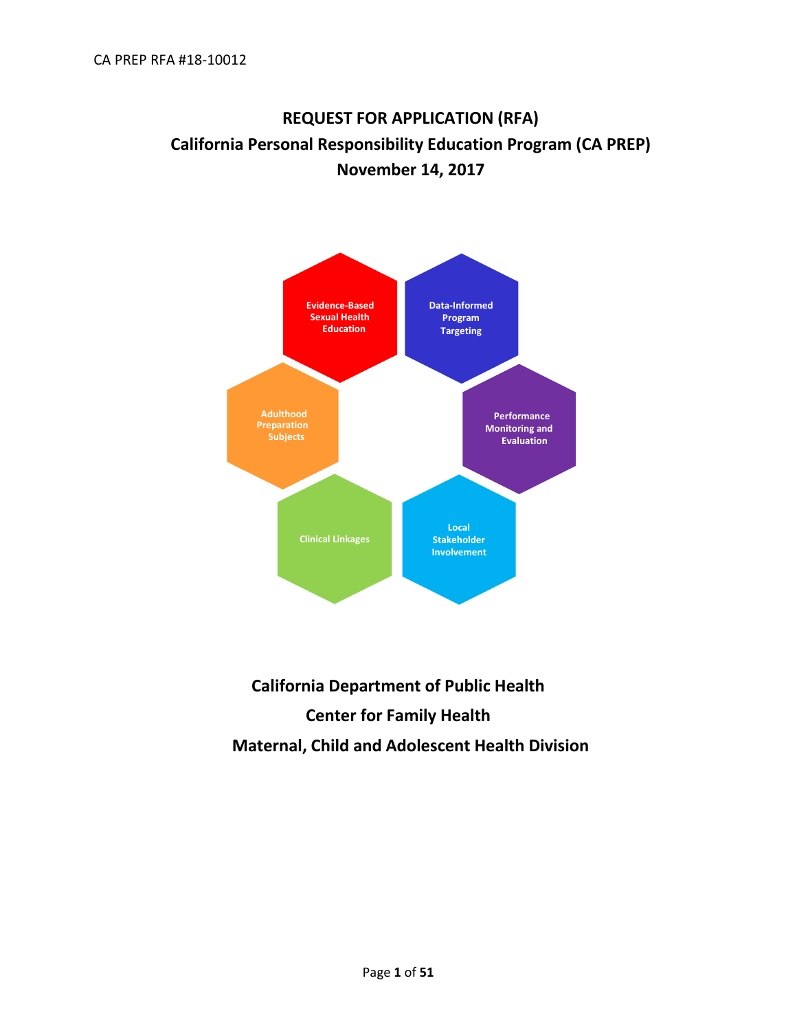CA PREP RFA #18-10012

# REQUEST FOR APPLICATION (RFA)

# California Personal Responsibility Education Program (CA PREP)

# November 14, 2017

Evidence-Based Sexual Health Education

Data-Informed Program Targeting

Adulthood Preparation Subjects

Performance Monitoring and Evaluation

Clinical Linkages

Local Stakeholder Involvement

**California Department of Public Health**

**Center for Family Health**

**Maternal, Child and Adolescent Health Division**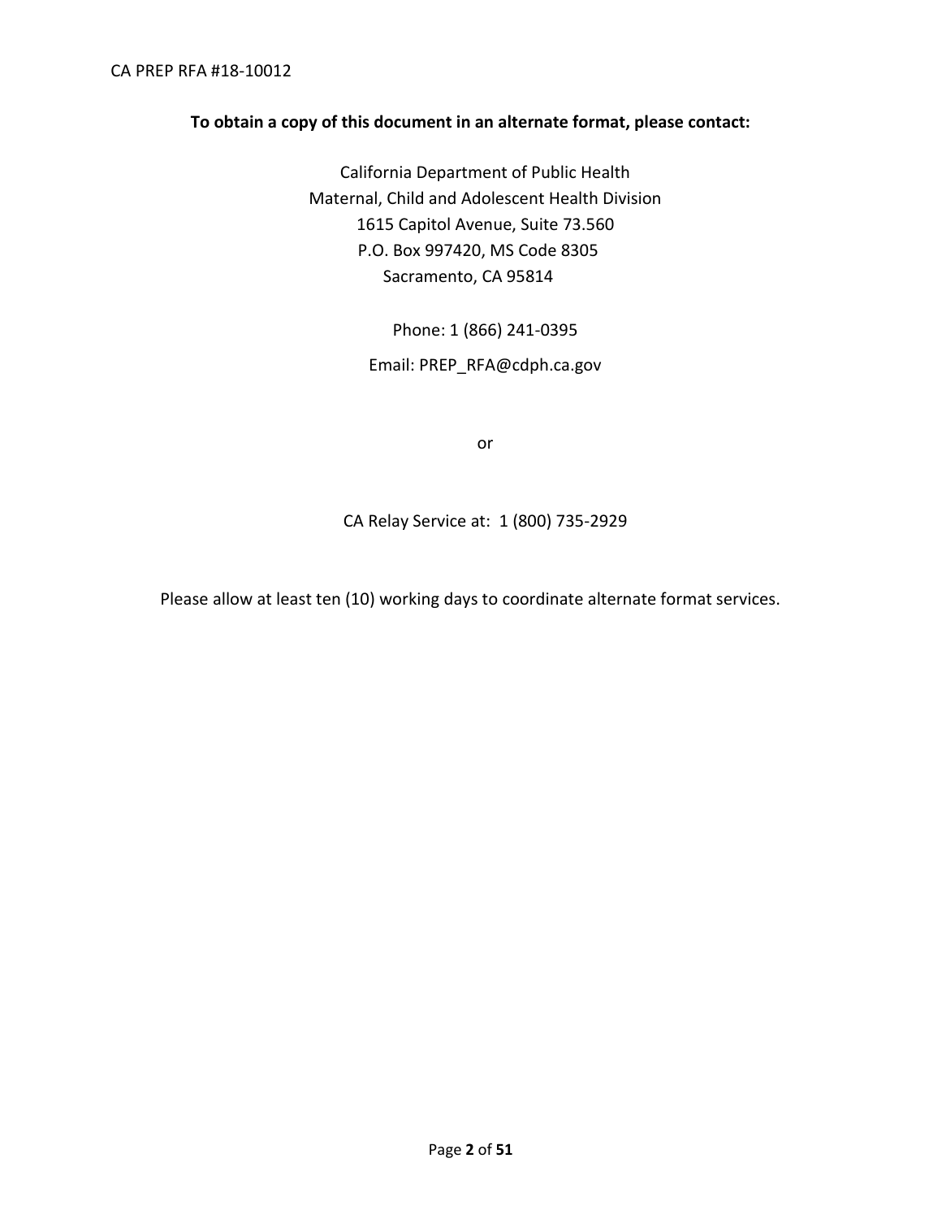**To obtain a copy of this document in an alternate format, please contact:**

California Department of Public Health
Maternal, Child and Adolescent Health Division
1615 Capitol Avenue, Suite 73.560
P.O. Box 997420, MS Code 8305
Sacramento, CA 95814

Phone: 1 (866) 241-0395

Email: PREP_RFA@cdph.ca.gov

or

CA Relay Service at: 1 (800) 735-2929

Please allow at least ten (10) working days to coordinate alternate format services.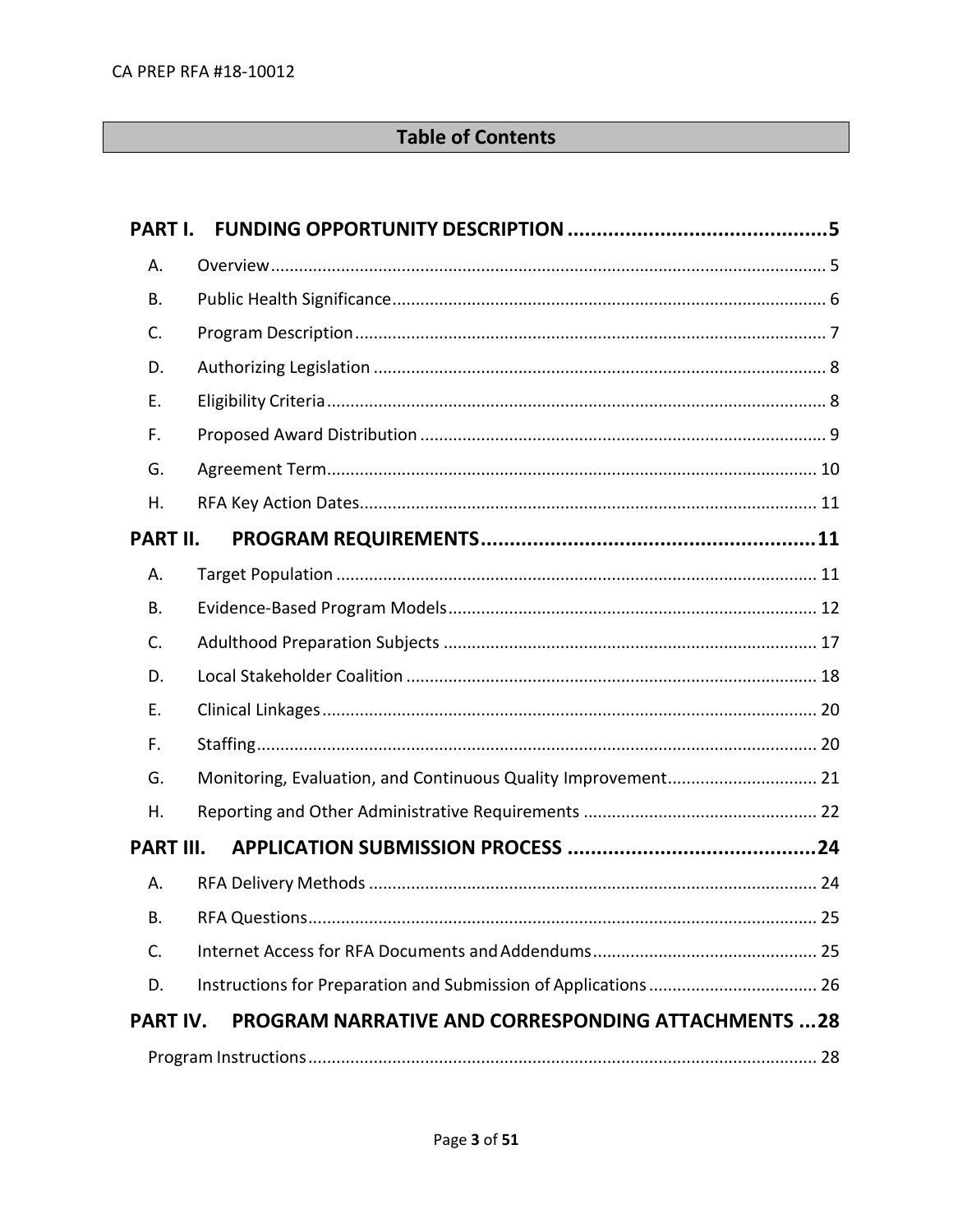## Table of Contents

**PART I. FUNDING OPPORTUNITY DESCRIPTION .......... 5**

- A. Overview .......... 5
- B. Public Health Significance .......... 6
- C. Program Description .......... 7
- D. Authorizing Legislation .......... 8
- E. Eligibility Criteria .......... 8
- F. Proposed Award Distribution .......... 9
- G. Agreement Term .......... 10
- H. RFA Key Action Dates .......... 11

**PART II. PROGRAM REQUIREMENTS .......... 11**

- A. Target Population .......... 11
- B. Evidence-Based Program Models .......... 12
- C. Adulthood Preparation Subjects .......... 17
- D. Local Stakeholder Coalition .......... 18
- E. Clinical Linkages .......... 20
- F. Staffing .......... 20
- G. Monitoring, Evaluation, and Continuous Quality Improvement .......... 21
- H. Reporting and Other Administrative Requirements .......... 22

**PART III. APPLICATION SUBMISSION PROCESS .......... 24**

- A. RFA Delivery Methods .......... 24
- B. RFA Questions .......... 25
- C. Internet Access for RFA Documents and Addendums .......... 25
- D. Instructions for Preparation and Submission of Applications .......... 26

**PART IV. PROGRAM NARRATIVE AND CORRESPONDING ATTACHMENTS .......... 28**

- Program Instructions .......... 28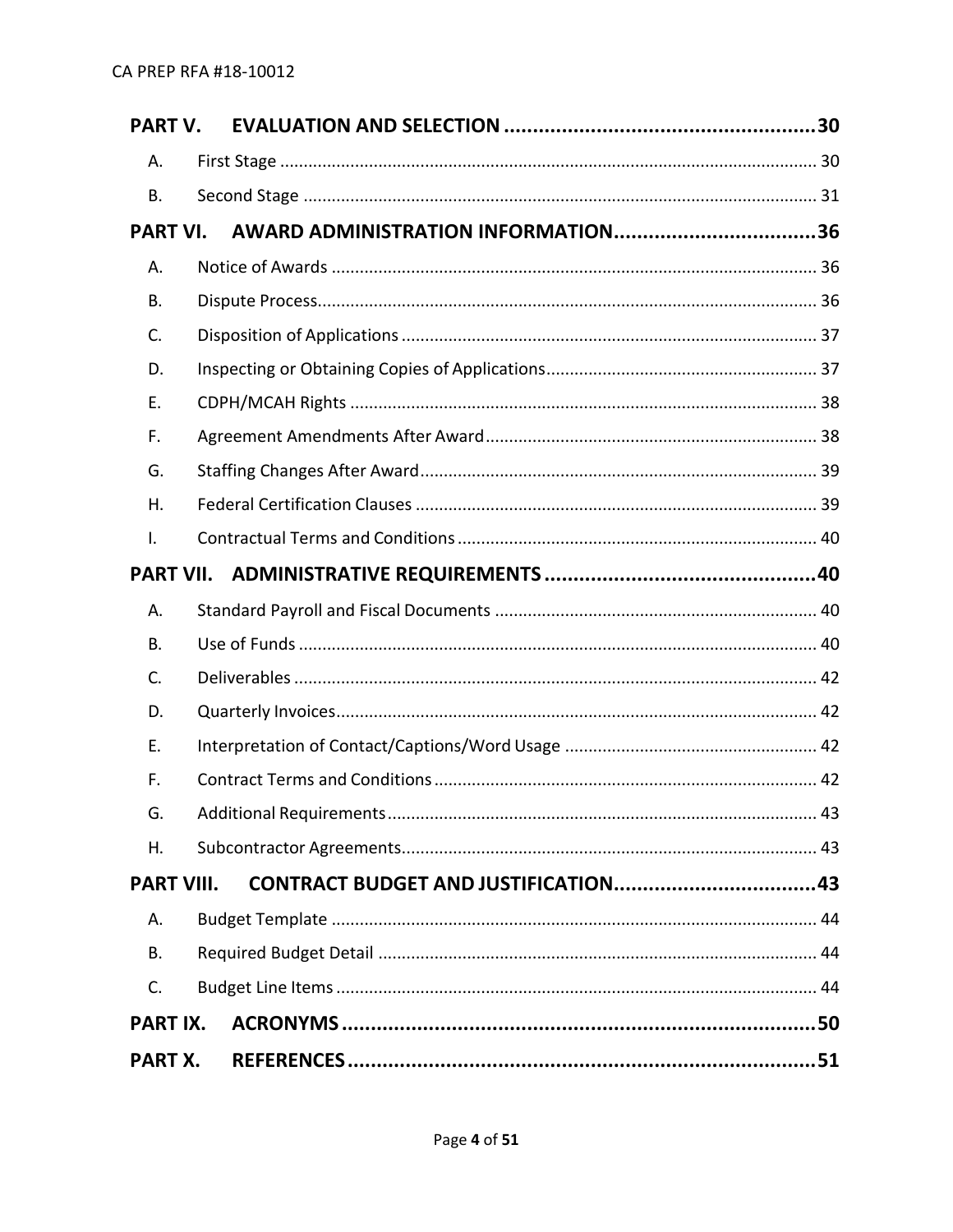**PART V. EVALUATION AND SELECTION** ..... 30

- A. First Stage ..... 30
- B. Second Stage ..... 31

**PART VI. AWARD ADMINISTRATION INFORMATION** ..... 36

- A. Notice of Awards ..... 36
- B. Dispute Process ..... 36
- C. Disposition of Applications ..... 37
- D. Inspecting or Obtaining Copies of Applications ..... 37
- E. CDPH/MCAH Rights ..... 38
- F. Agreement Amendments After Award ..... 38
- G. Staffing Changes After Award ..... 39
- H. Federal Certification Clauses ..... 39
- I. Contractual Terms and Conditions ..... 40

**PART VII. ADMINISTRATIVE REQUIREMENTS** ..... 40

- A. Standard Payroll and Fiscal Documents ..... 40
- B. Use of Funds ..... 40
- C. Deliverables ..... 42
- D. Quarterly Invoices ..... 42
- E. Interpretation of Contact/Captions/Word Usage ..... 42
- F. Contract Terms and Conditions ..... 42
- G. Additional Requirements ..... 43
- H. Subcontractor Agreements ..... 43

**PART VIII. CONTRACT BUDGET AND JUSTIFICATION** ..... 43

- A. Budget Template ..... 44
- B. Required Budget Detail ..... 44
- C. Budget Line Items ..... 44

**PART IX. ACRONYMS** ..... 50

**PART X. REFERENCES** ..... 51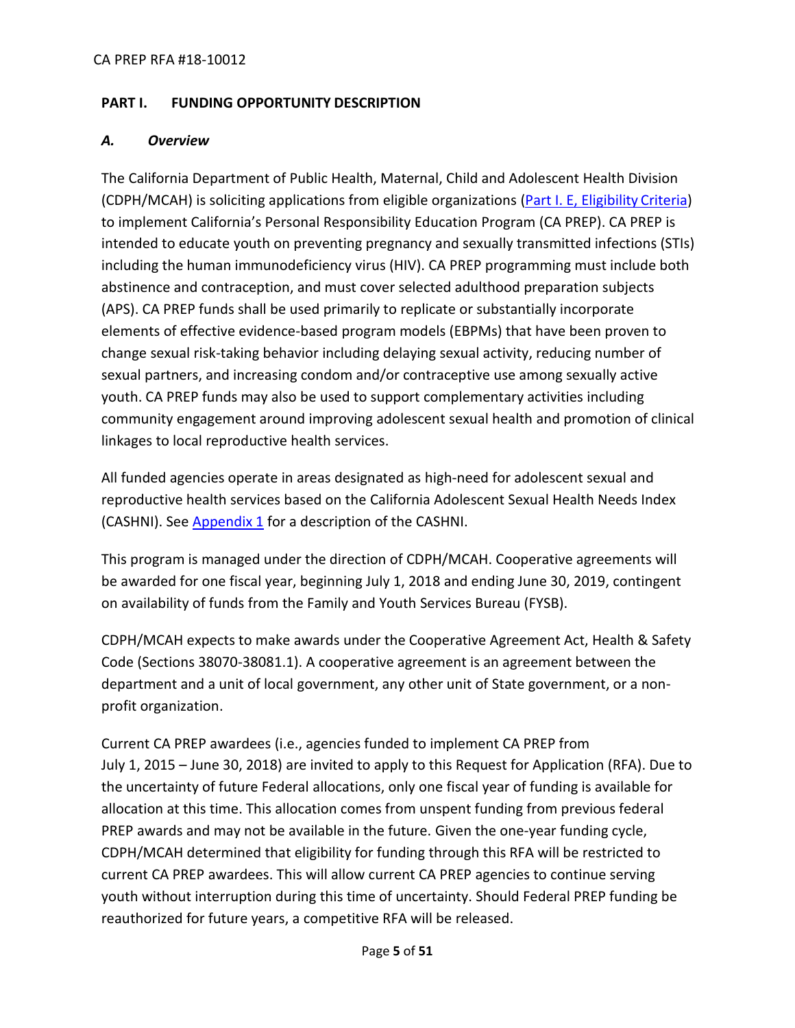## PART I. FUNDING OPPORTUNITY DESCRIPTION

### *A. Overview*

The California Department of Public Health, Maternal, Child and Adolescent Health Division (CDPH/MCAH) is soliciting applications from eligible organizations (Part I. E, Eligibility Criteria) to implement California's Personal Responsibility Education Program (CA PREP). CA PREP is intended to educate youth on preventing pregnancy and sexually transmitted infections (STIs) including the human immunodeficiency virus (HIV). CA PREP programming must include both abstinence and contraception, and must cover selected adulthood preparation subjects (APS). CA PREP funds shall be used primarily to replicate or substantially incorporate elements of effective evidence-based program models (EBPMs) that have been proven to change sexual risk-taking behavior including delaying sexual activity, reducing number of sexual partners, and increasing condom and/or contraceptive use among sexually active youth. CA PREP funds may also be used to support complementary activities including community engagement around improving adolescent sexual health and promotion of clinical linkages to local reproductive health services.

All funded agencies operate in areas designated as high-need for adolescent sexual and reproductive health services based on the California Adolescent Sexual Health Needs Index (CASHNI). See Appendix 1 for a description of the CASHNI.

This program is managed under the direction of CDPH/MCAH. Cooperative agreements will be awarded for one fiscal year, beginning July 1, 2018 and ending June 30, 2019, contingent on availability of funds from the Family and Youth Services Bureau (FYSB).

CDPH/MCAH expects to make awards under the Cooperative Agreement Act, Health & Safety Code (Sections 38070-38081.1). A cooperative agreement is an agreement between the department and a unit of local government, any other unit of State government, or a non-profit organization.

Current CA PREP awardees (i.e., agencies funded to implement CA PREP from July 1, 2015 – June 30, 2018) are invited to apply to this Request for Application (RFA). Due to the uncertainty of future Federal allocations, only one fiscal year of funding is available for allocation at this time. This allocation comes from unspent funding from previous federal PREP awards and may not be available in the future. Given the one-year funding cycle, CDPH/MCAH determined that eligibility for funding through this RFA will be restricted to current CA PREP awardees. This will allow current CA PREP agencies to continue serving youth without interruption during this time of uncertainty. Should Federal PREP funding be reauthorized for future years, a competitive RFA will be released.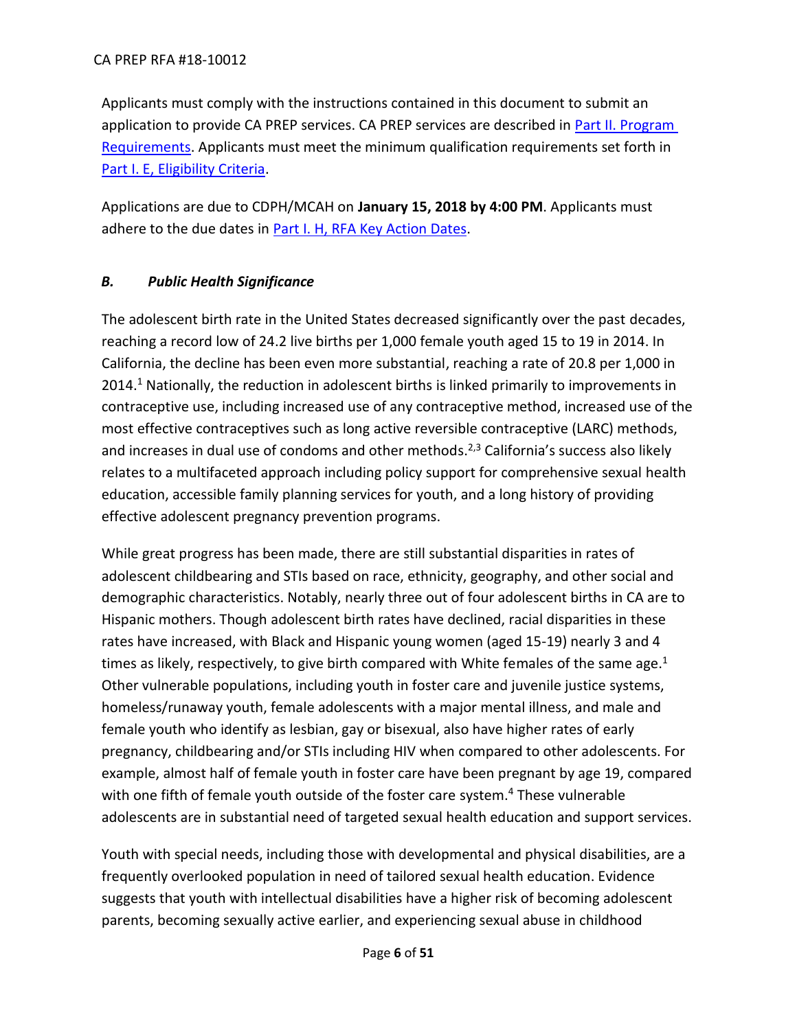Applicants must comply with the instructions contained in this document to submit an application to provide CA PREP services. CA PREP services are described in Part II. Program Requirements. Applicants must meet the minimum qualification requirements set forth in Part I. E, Eligibility Criteria.

Applications are due to CDPH/MCAH on **January 15, 2018 by 4:00 PM**. Applicants must adhere to the due dates in Part I. H, RFA Key Action Dates.

### *B. Public Health Significance*

The adolescent birth rate in the United States decreased significantly over the past decades, reaching a record low of 24.2 live births per 1,000 female youth aged 15 to 19 in 2014. In California, the decline has been even more substantial, reaching a rate of 20.8 per 1,000 in 2014.[1] Nationally, the reduction in adolescent births is linked primarily to improvements in contraceptive use, including increased use of any contraceptive method, increased use of the most effective contraceptives such as long active reversible contraceptive (LARC) methods, and increases in dual use of condoms and other methods.[2,3] California's success also likely relates to a multifaceted approach including policy support for comprehensive sexual health education, accessible family planning services for youth, and a long history of providing effective adolescent pregnancy prevention programs.

While great progress has been made, there are still substantial disparities in rates of adolescent childbearing and STIs based on race, ethnicity, geography, and other social and demographic characteristics. Notably, nearly three out of four adolescent births in CA are to Hispanic mothers. Though adolescent birth rates have declined, racial disparities in these rates have increased, with Black and Hispanic young women (aged 15-19) nearly 3 and 4 times as likely, respectively, to give birth compared with White females of the same age.[1] Other vulnerable populations, including youth in foster care and juvenile justice systems, homeless/runaway youth, female adolescents with a major mental illness, and male and female youth who identify as lesbian, gay or bisexual, also have higher rates of early pregnancy, childbearing and/or STIs including HIV when compared to other adolescents. For example, almost half of female youth in foster care have been pregnant by age 19, compared with one fifth of female youth outside of the foster care system.[4] These vulnerable adolescents are in substantial need of targeted sexual health education and support services.

Youth with special needs, including those with developmental and physical disabilities, are a frequently overlooked population in need of tailored sexual health education. Evidence suggests that youth with intellectual disabilities have a higher risk of becoming adolescent parents, becoming sexually active earlier, and experiencing sexual abuse in childhood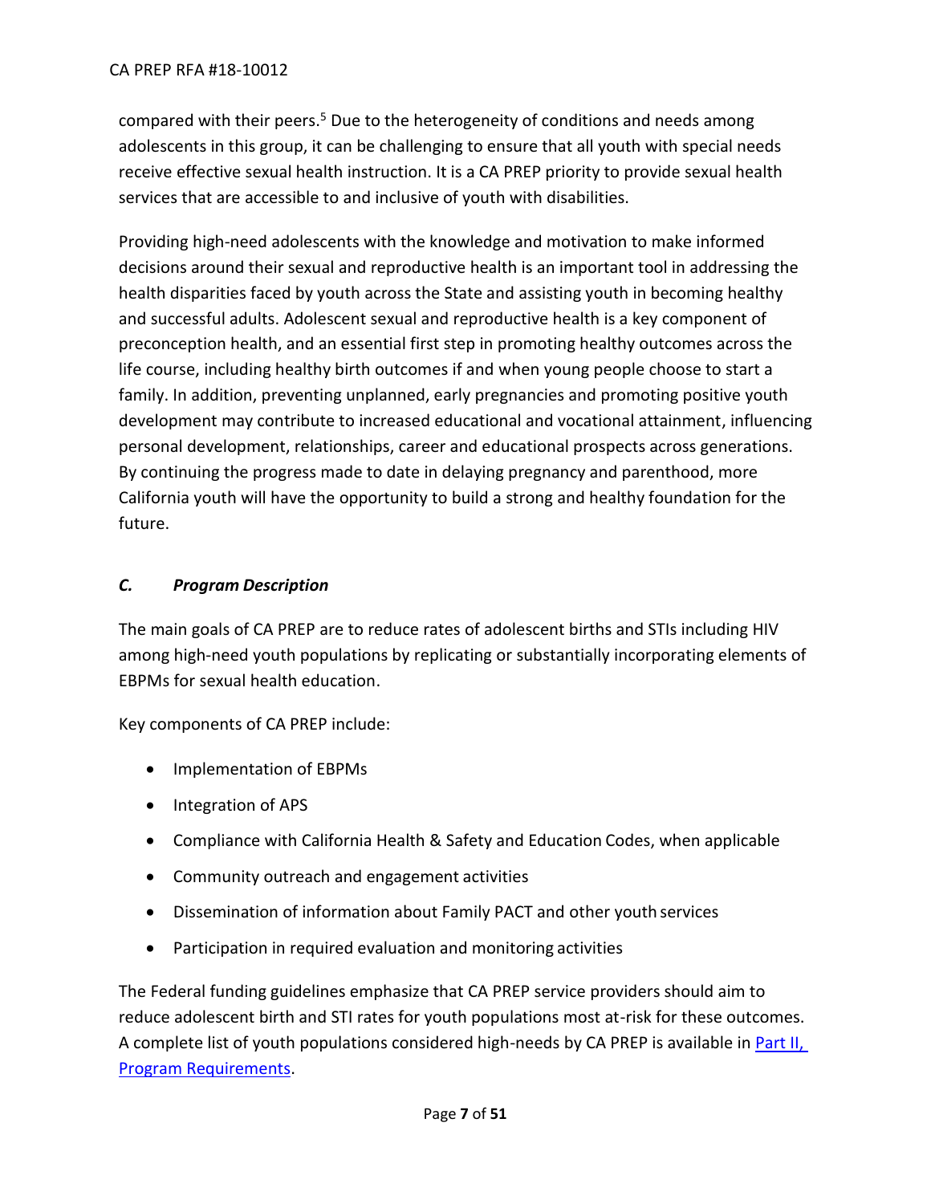compared with their peers.[5] Due to the heterogeneity of conditions and needs among adolescents in this group, it can be challenging to ensure that all youth with special needs receive effective sexual health instruction. It is a CA PREP priority to provide sexual health services that are accessible to and inclusive of youth with disabilities.

Providing high-need adolescents with the knowledge and motivation to make informed decisions around their sexual and reproductive health is an important tool in addressing the health disparities faced by youth across the State and assisting youth in becoming healthy and successful adults. Adolescent sexual and reproductive health is a key component of preconception health, and an essential first step in promoting healthy outcomes across the life course, including healthy birth outcomes if and when young people choose to start a family. In addition, preventing unplanned, early pregnancies and promoting positive youth development may contribute to increased educational and vocational attainment, influencing personal development, relationships, career and educational prospects across generations. By continuing the progress made to date in delaying pregnancy and parenthood, more California youth will have the opportunity to build a strong and healthy foundation for the future.

### *C. Program Description*

The main goals of CA PREP are to reduce rates of adolescent births and STIs including HIV among high-need youth populations by replicating or substantially incorporating elements of EBPMs for sexual health education.

Key components of CA PREP include:

- Implementation of EBPMs
- Integration of APS
- Compliance with California Health & Safety and Education Codes, when applicable
- Community outreach and engagement activities
- Dissemination of information about Family PACT and other youth services
- Participation in required evaluation and monitoring activities

The Federal funding guidelines emphasize that CA PREP service providers should aim to reduce adolescent birth and STI rates for youth populations most at-risk for these outcomes. A complete list of youth populations considered high-needs by CA PREP is available in Part II, Program Requirements.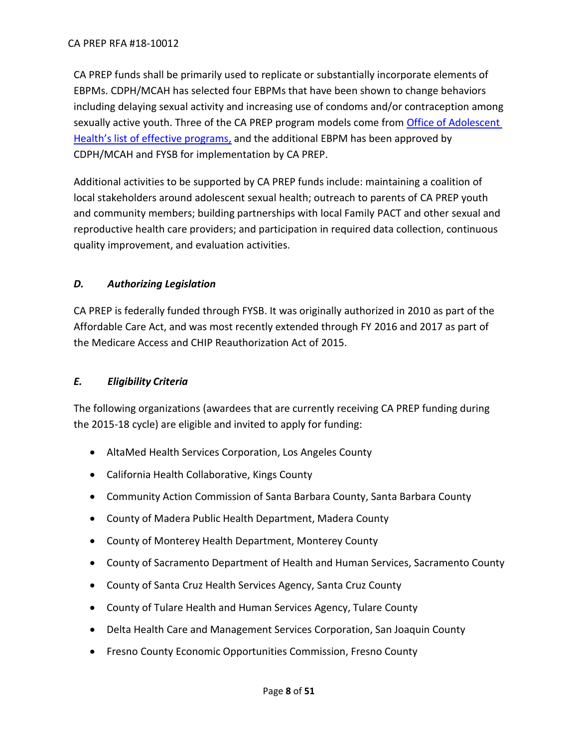CA PREP funds shall be primarily used to replicate or substantially incorporate elements of EBPMs. CDPH/MCAH has selected four EBPMs that have been shown to change behaviors including delaying sexual activity and increasing use of condoms and/or contraception among sexually active youth. Three of the CA PREP program models come from [Office of Adolescent Health's list of effective programs,]() and the additional EBPM has been approved by CDPH/MCAH and FYSB for implementation by CA PREP.

Additional activities to be supported by CA PREP funds include: maintaining a coalition of local stakeholders around adolescent sexual health; outreach to parents of CA PREP youth and community members; building partnerships with local Family PACT and other sexual and reproductive health care providers; and participation in required data collection, continuous quality improvement, and evaluation activities.

### *D. Authorizing Legislation*

CA PREP is federally funded through FYSB. It was originally authorized in 2010 as part of the Affordable Care Act, and was most recently extended through FY 2016 and 2017 as part of the Medicare Access and CHIP Reauthorization Act of 2015.

### *E. Eligibility Criteria*

The following organizations (awardees that are currently receiving CA PREP funding during the 2015-18 cycle) are eligible and invited to apply for funding:

- AltaMed Health Services Corporation, Los Angeles County
- California Health Collaborative, Kings County
- Community Action Commission of Santa Barbara County, Santa Barbara County
- County of Madera Public Health Department, Madera County
- County of Monterey Health Department, Monterey County
- County of Sacramento Department of Health and Human Services, Sacramento County
- County of Santa Cruz Health Services Agency, Santa Cruz County
- County of Tulare Health and Human Services Agency, Tulare County
- Delta Health Care and Management Services Corporation, San Joaquin County
- Fresno County Economic Opportunities Commission, Fresno County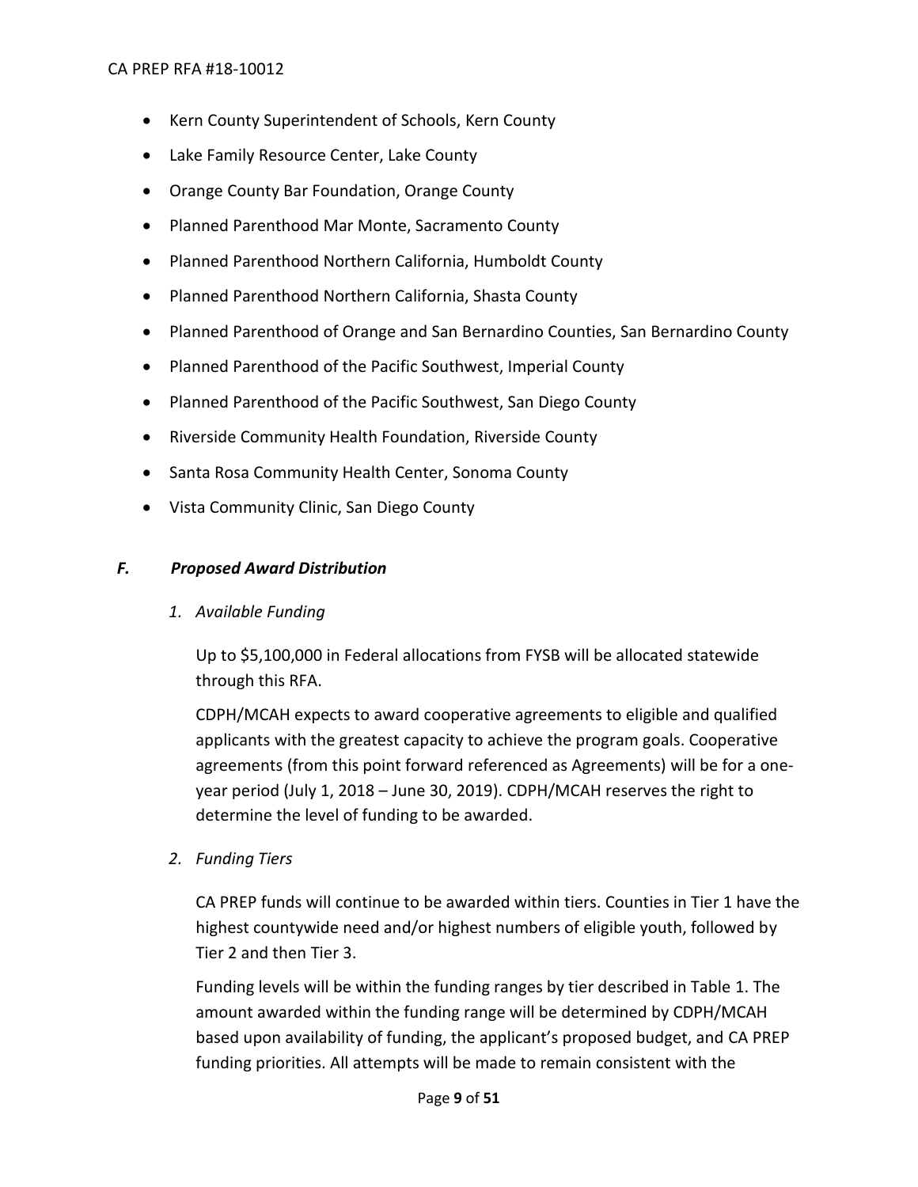- Kern County Superintendent of Schools, Kern County
- Lake Family Resource Center, Lake County
- Orange County Bar Foundation, Orange County
- Planned Parenthood Mar Monte, Sacramento County
- Planned Parenthood Northern California, Humboldt County
- Planned Parenthood Northern California, Shasta County
- Planned Parenthood of Orange and San Bernardino Counties, San Bernardino County
- Planned Parenthood of the Pacific Southwest, Imperial County
- Planned Parenthood of the Pacific Southwest, San Diego County
- Riverside Community Health Foundation, Riverside County
- Santa Rosa Community Health Center, Sonoma County
- Vista Community Clinic, San Diego County

### *F. Proposed Award Distribution*

#### *1. Available Funding*

Up to $5,100,000 in Federal allocations from FYSB will be allocated statewide through this RFA.

CDPH/MCAH expects to award cooperative agreements to eligible and qualified applicants with the greatest capacity to achieve the program goals. Cooperative agreements (from this point forward referenced as Agreements) will be for a one-year period (July 1, 2018 – June 30, 2019). CDPH/MCAH reserves the right to determine the level of funding to be awarded.

#### *2. Funding Tiers*

CA PREP funds will continue to be awarded within tiers. Counties in Tier 1 have the highest countywide need and/or highest numbers of eligible youth, followed by Tier 2 and then Tier 3.

Funding levels will be within the funding ranges by tier described in Table 1. The amount awarded within the funding range will be determined by CDPH/MCAH based upon availability of funding, the applicant's proposed budget, and CA PREP funding priorities. All attempts will be made to remain consistent with the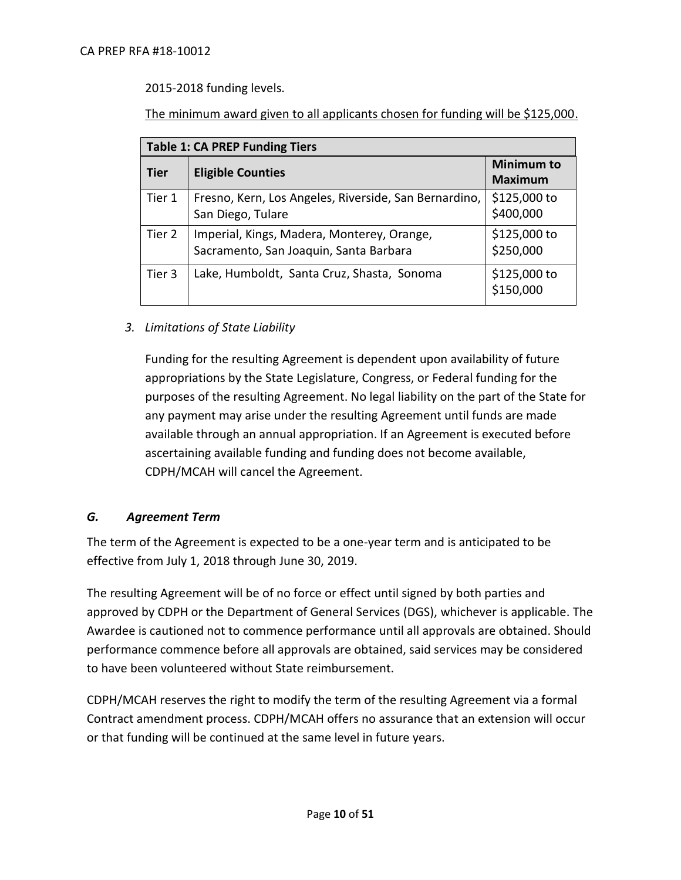2015-2018 funding levels.

<u>The minimum award given to all applicants chosen for funding will be $125,000.</u>

| **Table 1: CA PREP Funding Tiers** | | |
|---|---|---|
| **Tier** | **Eligible Counties** | **Minimum to Maximum** |
| Tier 1 | Fresno, Kern, Los Angeles, Riverside, San Bernardino, San Diego, Tulare | $125,000 to $400,000 |
| Tier 2 | Imperial, Kings, Madera, Monterey, Orange, Sacramento, San Joaquin, Santa Barbara | $125,000 to $250,000 |
| Tier 3 | Lake, Humboldt, Santa Cruz, Shasta, Sonoma | $125,000 to $150,000 |

*3. Limitations of State Liability*

Funding for the resulting Agreement is dependent upon availability of future appropriations by the State Legislature, Congress, or Federal funding for the purposes of the resulting Agreement. No legal liability on the part of the State for any payment may arise under the resulting Agreement until funds are made available through an annual appropriation. If an Agreement is executed before ascertaining available funding and funding does not become available, CDPH/MCAH will cancel the Agreement.

### *G. Agreement Term*

The term of the Agreement is expected to be a one-year term and is anticipated to be effective from July 1, 2018 through June 30, 2019.

The resulting Agreement will be of no force or effect until signed by both parties and approved by CDPH or the Department of General Services (DGS), whichever is applicable. The Awardee is cautioned not to commence performance until all approvals are obtained. Should performance commence before all approvals are obtained, said services may be considered to have been volunteered without State reimbursement.

CDPH/MCAH reserves the right to modify the term of the resulting Agreement via a formal Contract amendment process. CDPH/MCAH offers no assurance that an extension will occur or that funding will be continued at the same level in future years.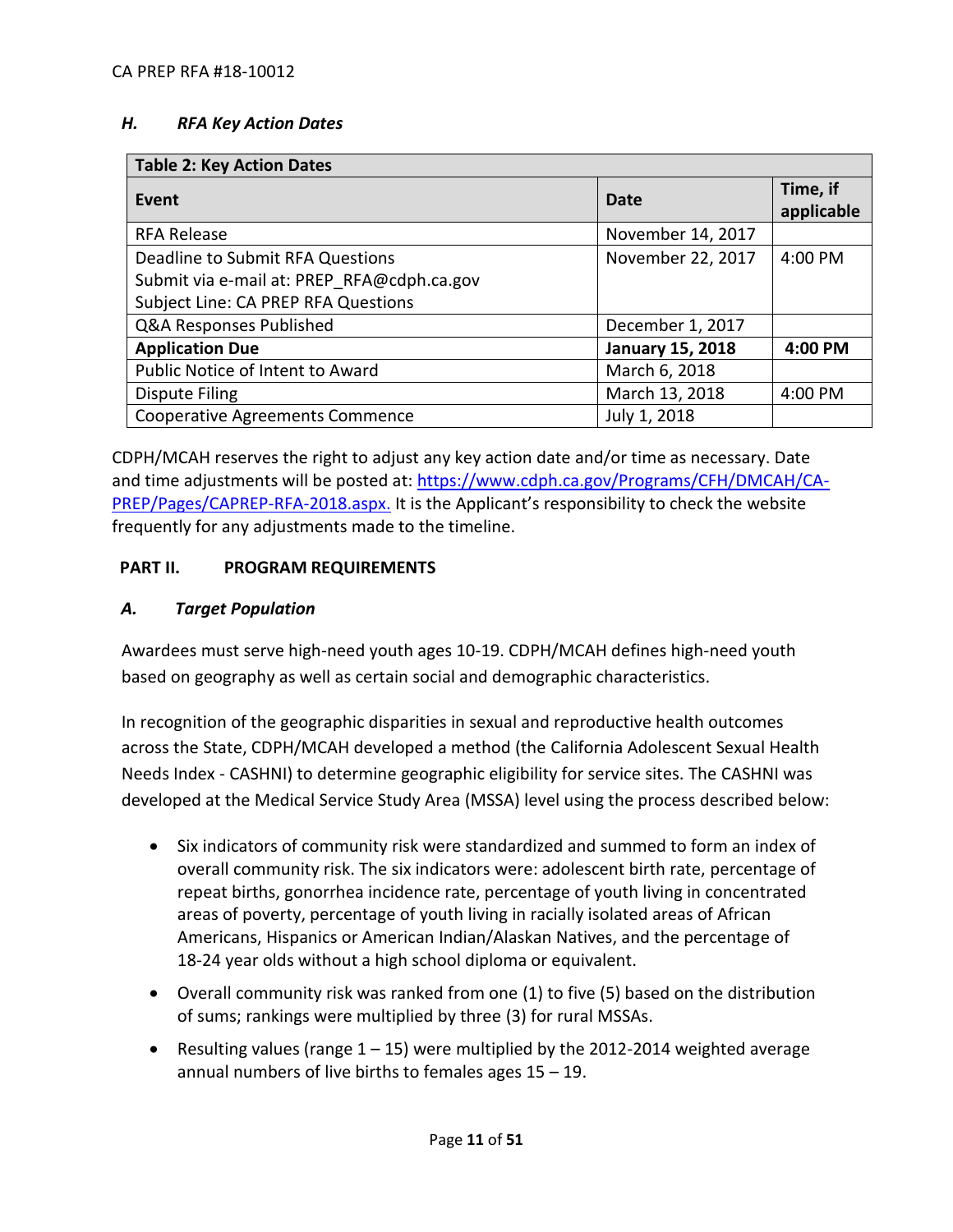### *H. RFA Key Action Dates*

| Table 2: Key Action Dates | | |
|---|---|---|
| **Event** | **Date** | **Time, if applicable** |
| RFA Release | November 14, 2017 | |
| Deadline to Submit RFA Questions<br>Submit via e-mail at: PREP_RFA@cdph.ca.gov<br>Subject Line: CA PREP RFA Questions | November 22, 2017 | 4:00 PM |
| Q&A Responses Published | December 1, 2017 | |
| **Application Due** | **January 15, 2018** | **4:00 PM** |
| Public Notice of Intent to Award | March 6, 2018 | |
| Dispute Filing | March 13, 2018 | 4:00 PM |
| Cooperative Agreements Commence | July 1, 2018 | |

CDPH/MCAH reserves the right to adjust any key action date and/or time as necessary. Date and time adjustments will be posted at: https://www.cdph.ca.gov/Programs/CFH/DMCAH/CA-PREP/Pages/CAPREP-RFA-2018.aspx. It is the Applicant's responsibility to check the website frequently for any adjustments made to the timeline.

## PART II. PROGRAM REQUIREMENTS

### *A. Target Population*

Awardees must serve high-need youth ages 10-19. CDPH/MCAH defines high-need youth based on geography as well as certain social and demographic characteristics.

In recognition of the geographic disparities in sexual and reproductive health outcomes across the State, CDPH/MCAH developed a method (the California Adolescent Sexual Health Needs Index - CASHNI) to determine geographic eligibility for service sites. The CASHNI was developed at the Medical Service Study Area (MSSA) level using the process described below:

- Six indicators of community risk were standardized and summed to form an index of overall community risk. The six indicators were: adolescent birth rate, percentage of repeat births, gonorrhea incidence rate, percentage of youth living in concentrated areas of poverty, percentage of youth living in racially isolated areas of African Americans, Hispanics or American Indian/Alaskan Natives, and the percentage of 18-24 year olds without a high school diploma or equivalent.
- Overall community risk was ranked from one (1) to five (5) based on the distribution of sums; rankings were multiplied by three (3) for rural MSSAs.
- Resulting values (range 1 – 15) were multiplied by the 2012-2014 weighted average annual numbers of live births to females ages 15 – 19.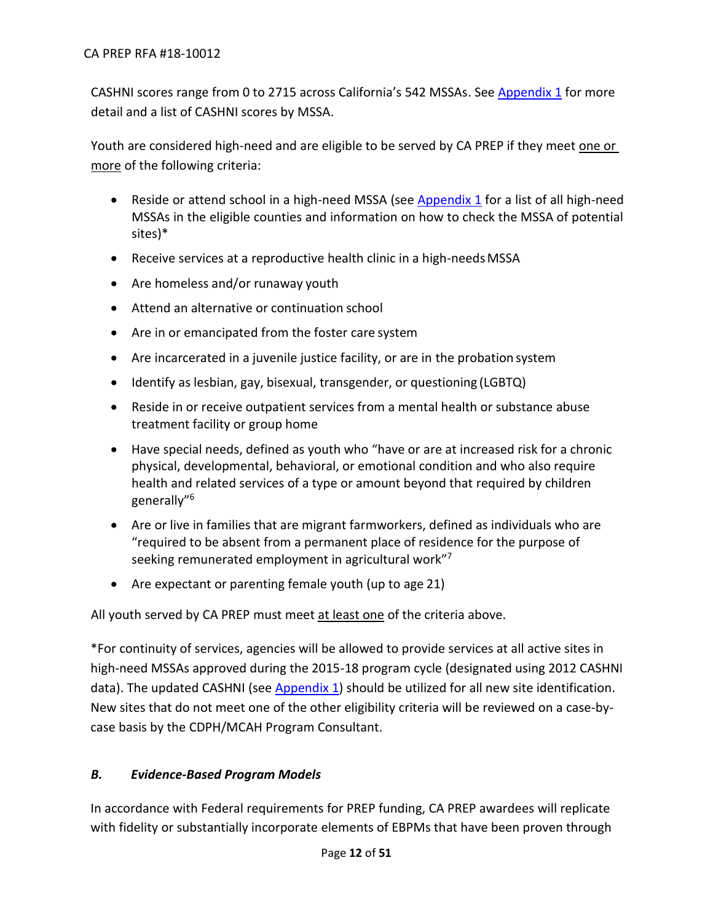CASHNI scores range from 0 to 2715 across California's 542 MSSAs. See Appendix 1 for more detail and a list of CASHNI scores by MSSA.

Youth are considered high-need and are eligible to be served by CA PREP if they meet one or more of the following criteria:

- Reside or attend school in a high-need MSSA (see Appendix 1 for a list of all high-need MSSAs in the eligible counties and information on how to check the MSSA of potential sites)*
- Receive services at a reproductive health clinic in a high-needs MSSA
- Are homeless and/or runaway youth
- Attend an alternative or continuation school
- Are in or emancipated from the foster care system
- Are incarcerated in a juvenile justice facility, or are in the probation system
- Identify as lesbian, gay, bisexual, transgender, or questioning (LGBTQ)
- Reside in or receive outpatient services from a mental health or substance abuse treatment facility or group home
- Have special needs, defined as youth who "have or are at increased risk for a chronic physical, developmental, behavioral, or emotional condition and who also require health and related services of a type or amount beyond that required by children generally"[6]
- Are or live in families that are migrant farmworkers, defined as individuals who are "required to be absent from a permanent place of residence for the purpose of seeking remunerated employment in agricultural work"[7]
- Are expectant or parenting female youth (up to age 21)

All youth served by CA PREP must meet at least one of the criteria above.

*For continuity of services, agencies will be allowed to provide services at all active sites in high-need MSSAs approved during the 2015-18 program cycle (designated using 2012 CASHNI data). The updated CASHNI (see Appendix 1) should be utilized for all new site identification. New sites that do not meet one of the other eligibility criteria will be reviewed on a case-by-case basis by the CDPH/MCAH Program Consultant.

### *B. Evidence-Based Program Models*

In accordance with Federal requirements for PREP funding, CA PREP awardees will replicate with fidelity or substantially incorporate elements of EBPMs that have been proven through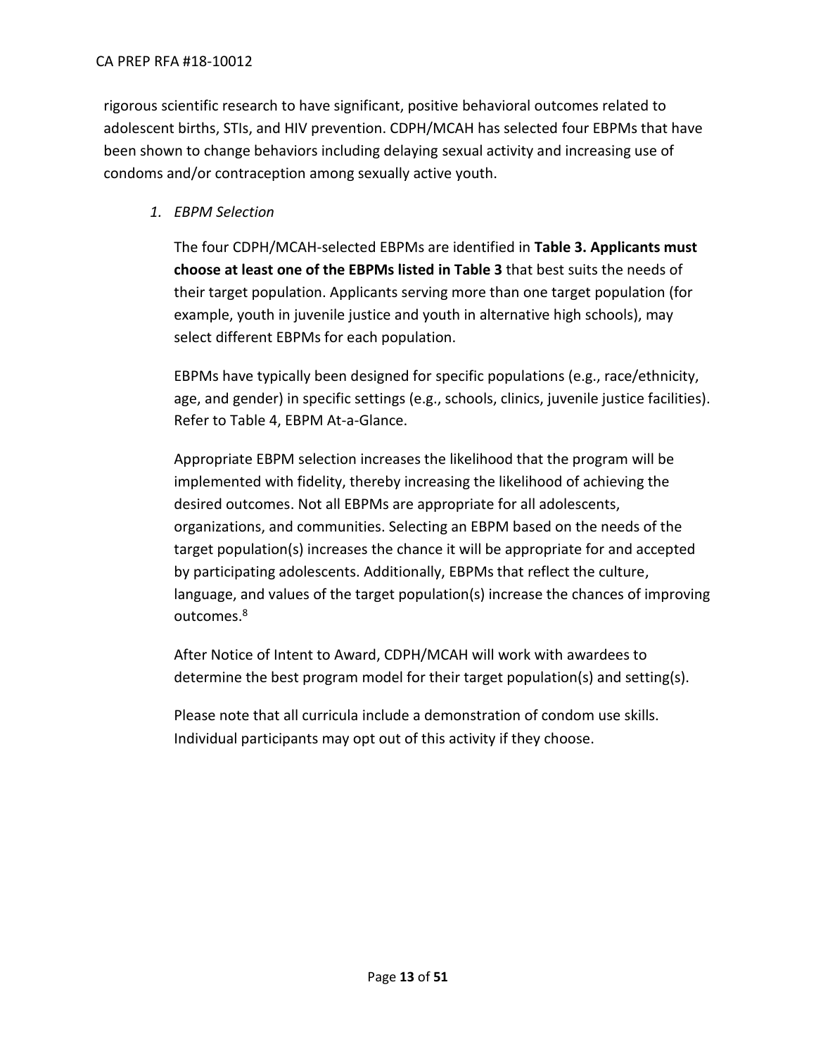rigorous scientific research to have significant, positive behavioral outcomes related to adolescent births, STIs, and HIV prevention. CDPH/MCAH has selected four EBPMs that have been shown to change behaviors including delaying sexual activity and increasing use of condoms and/or contraception among sexually active youth.

1. *EBPM Selection*

   The four CDPH/MCAH-selected EBPMs are identified in **Table 3. Applicants must choose at least one of the EBPMs listed in Table 3** that best suits the needs of their target population. Applicants serving more than one target population (for example, youth in juvenile justice and youth in alternative high schools), may select different EBPMs for each population.

   EBPMs have typically been designed for specific populations (e.g., race/ethnicity, age, and gender) in specific settings (e.g., schools, clinics, juvenile justice facilities). Refer to Table 4, EBPM At-a-Glance.

   Appropriate EBPM selection increases the likelihood that the program will be implemented with fidelity, thereby increasing the likelihood of achieving the desired outcomes. Not all EBPMs are appropriate for all adolescents, organizations, and communities. Selecting an EBPM based on the needs of the target population(s) increases the chance it will be appropriate for and accepted by participating adolescents. Additionally, EBPMs that reflect the culture, language, and values of the target population(s) increase the chances of improving outcomes.[8]

   After Notice of Intent to Award, CDPH/MCAH will work with awardees to determine the best program model for their target population(s) and setting(s).

   Please note that all curricula include a demonstration of condom use skills. Individual participants may opt out of this activity if they choose.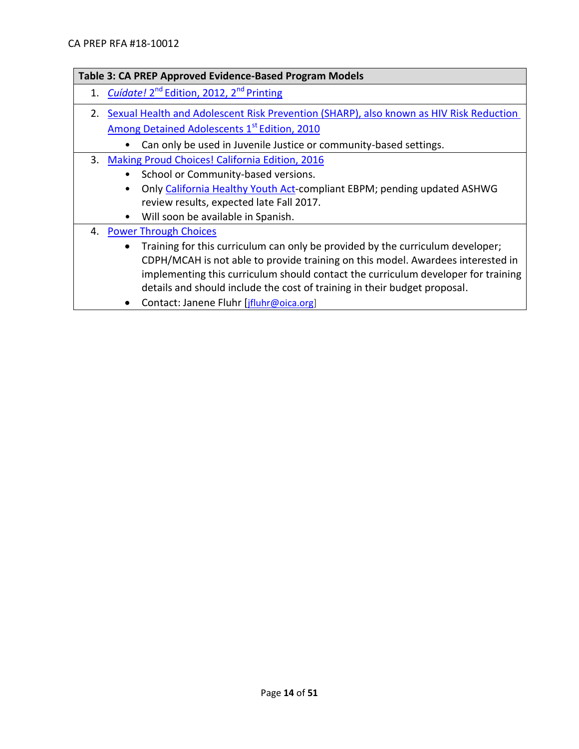| Table 3: CA PREP Approved Evidence-Based Program Models |
|---|
| 1. *Cuídate!* 2nd Edition, 2012, 2nd Printing |
| 2. Sexual Health and Adolescent Risk Prevention (SHARP), also known as HIV Risk Reduction Among Detained Adolescents 1st Edition, 2010<br>• Can only be used in Juvenile Justice or community-based settings. |
| 3. Making Proud Choices! California Edition, 2016<br>• School or Community-based versions.<br>• Only California Healthy Youth Act-compliant EBPM; pending updated ASHWG review results, expected late Fall 2017.<br>• Will soon be available in Spanish. |
| 4. Power Through Choices<br>• Training for this curriculum can only be provided by the curriculum developer; CDPH/MCAH is not able to provide training on this model. Awardees interested in implementing this curriculum should contact the curriculum developer for training details and should include the cost of training in their budget proposal.<br>• Contact: Janene Fluhr [jfluhr@oica.org] |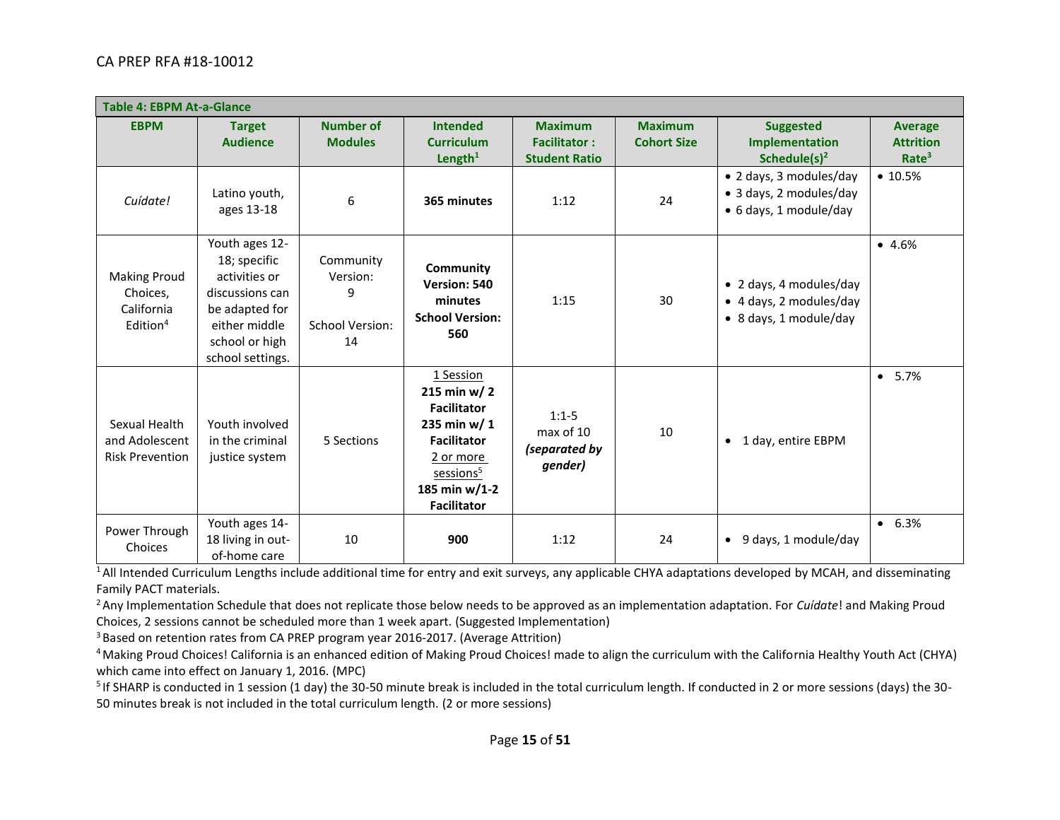**Table 4: EBPM At-a-Glance**

| EBPM | Target Audience | Number of Modules | Intended Curriculum Length[1] | Maximum Facilitator : Student Ratio | Maximum Cohort Size | Suggested Implementation Schedule(s)[2] | Average Attrition Rate[3] |
|---|---|---|---|---|---|---|---|
| *Cuídate!* | Latino youth, ages 13-18 | 6 | **365 minutes** | 1:12 | 24 | • 2 days, 3 modules/day<br>• 3 days, 2 modules/day<br>• 6 days, 1 module/day | • 10.5% |
| Making Proud Choices, California Edition[4] | Youth ages 12-18; specific activities or discussions can be adapted for either middle school or high school settings. | Community Version: 9<br><br>School Version: 14 | **Community Version: 540 minutes**<br>**School Version: 560** | 1:15 | 30 | • 2 days, 4 modules/day<br>• 4 days, 2 modules/day<br>• 8 days, 1 module/day | • 4.6% |
| Sexual Health and Adolescent Risk Prevention | Youth involved in the criminal justice system | 5 Sections | 1 Session<br>**215 min w/ 2 Facilitator**<br>**235 min w/ 1 Facilitator**<br>2 or more sessions[5]<br>**185 min w/1-2 Facilitator** | 1:1-5<br>max of 10<br>***(separated by gender)*** | 10 | • 1 day, entire EBPM | • 5.7% |
| Power Through Choices | Youth ages 14-18 living in out-of-home care | 10 | **900** | 1:12 | 24 | • 9 days, 1 module/day | • 6.3% |

[1] All Intended Curriculum Lengths include additional time for entry and exit surveys, any applicable CHYA adaptations developed by MCAH, and disseminating Family PACT materials.

[2] Any Implementation Schedule that does not replicate those below needs to be approved as an implementation adaptation. For *Cuídate*! and Making Proud Choices, 2 sessions cannot be scheduled more than 1 week apart. (Suggested Implementation)

[3] Based on retention rates from CA PREP program year 2016-2017. (Average Attrition)

[4] Making Proud Choices! California is an enhanced edition of Making Proud Choices! made to align the curriculum with the California Healthy Youth Act (CHYA) which came into effect on January 1, 2016. (MPC)

[5] If SHARP is conducted in 1 session (1 day) the 30-50 minute break is included in the total curriculum length. If conducted in 2 or more sessions (days) the 30-50 minutes break is not included in the total curriculum length. (2 or more sessions)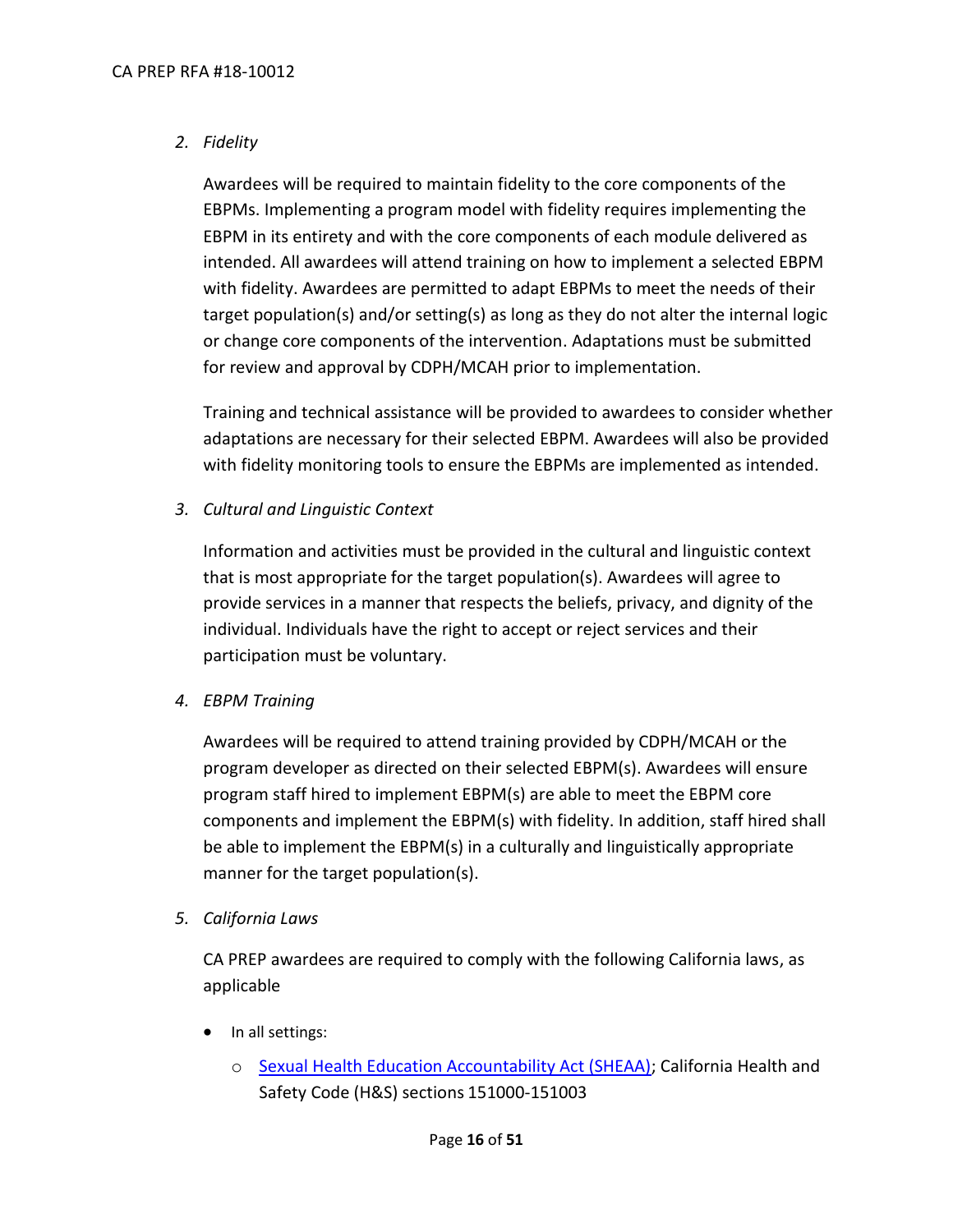*2. Fidelity*

Awardees will be required to maintain fidelity to the core components of the EBPMs. Implementing a program model with fidelity requires implementing the EBPM in its entirety and with the core components of each module delivered as intended. All awardees will attend training on how to implement a selected EBPM with fidelity. Awardees are permitted to adapt EBPMs to meet the needs of their target population(s) and/or setting(s) as long as they do not alter the internal logic or change core components of the intervention. Adaptations must be submitted for review and approval by CDPH/MCAH prior to implementation.

Training and technical assistance will be provided to awardees to consider whether adaptations are necessary for their selected EBPM. Awardees will also be provided with fidelity monitoring tools to ensure the EBPMs are implemented as intended.

*3. Cultural and Linguistic Context*

Information and activities must be provided in the cultural and linguistic context that is most appropriate for the target population(s). Awardees will agree to provide services in a manner that respects the beliefs, privacy, and dignity of the individual. Individuals have the right to accept or reject services and their participation must be voluntary.

*4. EBPM Training*

Awardees will be required to attend training provided by CDPH/MCAH or the program developer as directed on their selected EBPM(s). Awardees will ensure program staff hired to implement EBPM(s) are able to meet the EBPM core components and implement the EBPM(s) with fidelity. In addition, staff hired shall be able to implement the EBPM(s) in a culturally and linguistically appropriate manner for the target population(s).

*5. California Laws*

CA PREP awardees are required to comply with the following California laws, as applicable

- In all settings:
  - Sexual Health Education Accountability Act (SHEAA); California Health and Safety Code (H&S) sections 151000-151003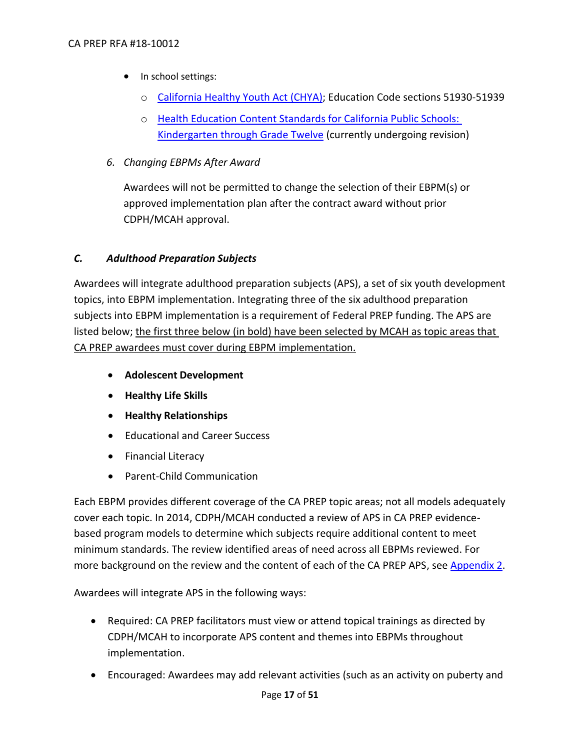- In school settings:
  - California Healthy Youth Act (CHYA); Education Code sections 51930-51939
  - Health Education Content Standards for California Public Schools: Kindergarten through Grade Twelve (currently undergoing revision)

*6. Changing EBPMs After Award*

Awardees will not be permitted to change the selection of their EBPM(s) or approved implementation plan after the contract award without prior CDPH/MCAH approval.

### *C. Adulthood Preparation Subjects*

Awardees will integrate adulthood preparation subjects (APS), a set of six youth development topics, into EBPM implementation. Integrating three of the six adulthood preparation subjects into EBPM implementation is a requirement of Federal PREP funding. The APS are listed below; <u>the first three below (in bold) have been selected by MCAH as topic areas that CA PREP awardees must cover during EBPM implementation.</u>

- **Adolescent Development**
- **Healthy Life Skills**
- **Healthy Relationships**
- Educational and Career Success
- Financial Literacy
- Parent-Child Communication

Each EBPM provides different coverage of the CA PREP topic areas; not all models adequately cover each topic. In 2014, CDPH/MCAH conducted a review of APS in CA PREP evidence-based program models to determine which subjects require additional content to meet minimum standards. The review identified areas of need across all EBPMs reviewed. For more background on the review and the content of each of the CA PREP APS, see Appendix 2.

Awardees will integrate APS in the following ways:

- Required: CA PREP facilitators must view or attend topical trainings as directed by CDPH/MCAH to incorporate APS content and themes into EBPMs throughout implementation.
- Encouraged: Awardees may add relevant activities (such as an activity on puberty and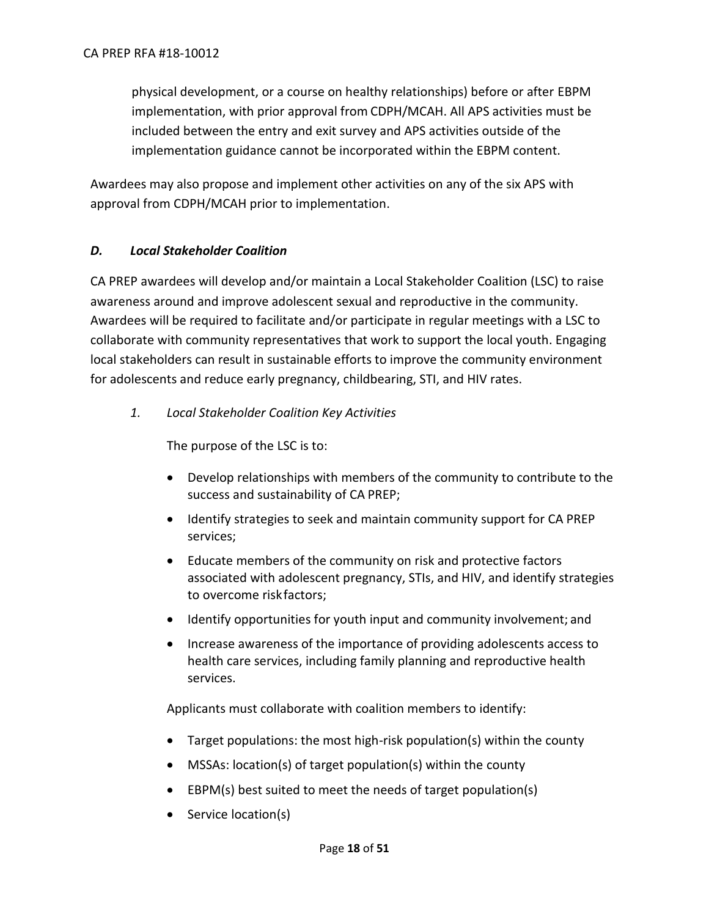physical development, or a course on healthy relationships) before or after EBPM implementation, with prior approval from CDPH/MCAH. All APS activities must be included between the entry and exit survey and APS activities outside of the implementation guidance cannot be incorporated within the EBPM content.

Awardees may also propose and implement other activities on any of the six APS with approval from CDPH/MCAH prior to implementation.

### *D. Local Stakeholder Coalition*

CA PREP awardees will develop and/or maintain a Local Stakeholder Coalition (LSC) to raise awareness around and improve adolescent sexual and reproductive in the community. Awardees will be required to facilitate and/or participate in regular meetings with a LSC to collaborate with community representatives that work to support the local youth. Engaging local stakeholders can result in sustainable efforts to improve the community environment for adolescents and reduce early pregnancy, childbearing, STI, and HIV rates.

#### *1. Local Stakeholder Coalition Key Activities*

The purpose of the LSC is to:

- Develop relationships with members of the community to contribute to the success and sustainability of CA PREP;
- Identify strategies to seek and maintain community support for CA PREP services;
- Educate members of the community on risk and protective factors associated with adolescent pregnancy, STIs, and HIV, and identify strategies to overcome risk factors;
- Identify opportunities for youth input and community involvement; and
- Increase awareness of the importance of providing adolescents access to health care services, including family planning and reproductive health services.

Applicants must collaborate with coalition members to identify:

- Target populations: the most high-risk population(s) within the county
- MSSAs: location(s) of target population(s) within the county
- EBPM(s) best suited to meet the needs of target population(s)
- Service location(s)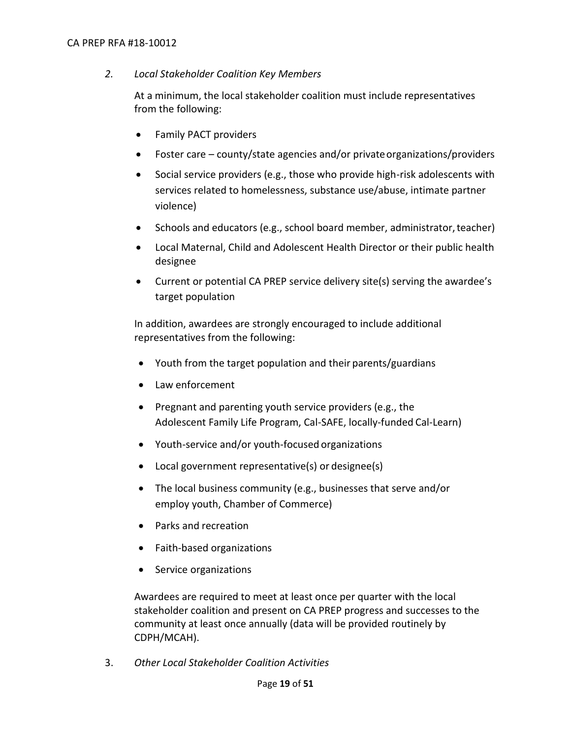*2. Local Stakeholder Coalition Key Members*

At a minimum, the local stakeholder coalition must include representatives from the following:

- Family PACT providers
- Foster care – county/state agencies and/or private organizations/providers
- Social service providers (e.g., those who provide high-risk adolescents with services related to homelessness, substance use/abuse, intimate partner violence)
- Schools and educators (e.g., school board member, administrator, teacher)
- Local Maternal, Child and Adolescent Health Director or their public health designee
- Current or potential CA PREP service delivery site(s) serving the awardee's target population

In addition, awardees are strongly encouraged to include additional representatives from the following:

- Youth from the target population and their parents/guardians
- Law enforcement
- Pregnant and parenting youth service providers (e.g., the Adolescent Family Life Program, Cal-SAFE, locally-funded Cal-Learn)
- Youth-service and/or youth-focused organizations
- Local government representative(s) or designee(s)
- The local business community (e.g., businesses that serve and/or employ youth, Chamber of Commerce)
- Parks and recreation
- Faith-based organizations
- Service organizations

Awardees are required to meet at least once per quarter with the local stakeholder coalition and present on CA PREP progress and successes to the community at least once annually (data will be provided routinely by CDPH/MCAH).

3. *Other Local Stakeholder Coalition Activities*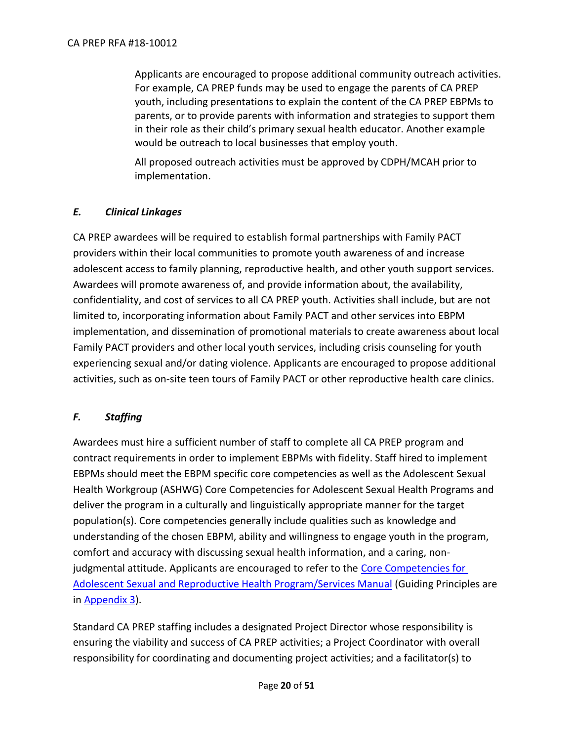Applicants are encouraged to propose additional community outreach activities. For example, CA PREP funds may be used to engage the parents of CA PREP youth, including presentations to explain the content of the CA PREP EBPMs to parents, or to provide parents with information and strategies to support them in their role as their child's primary sexual health educator. Another example would be outreach to local businesses that employ youth.

All proposed outreach activities must be approved by CDPH/MCAH prior to implementation.

### *E. Clinical Linkages*

CA PREP awardees will be required to establish formal partnerships with Family PACT providers within their local communities to promote youth awareness of and increase adolescent access to family planning, reproductive health, and other youth support services. Awardees will promote awareness of, and provide information about, the availability, confidentiality, and cost of services to all CA PREP youth. Activities shall include, but are not limited to, incorporating information about Family PACT and other services into EBPM implementation, and dissemination of promotional materials to create awareness about local Family PACT providers and other local youth services, including crisis counseling for youth experiencing sexual and/or dating violence. Applicants are encouraged to propose additional activities, such as on-site teen tours of Family PACT or other reproductive health care clinics.

### *F. Staffing*

Awardees must hire a sufficient number of staff to complete all CA PREP program and contract requirements in order to implement EBPMs with fidelity. Staff hired to implement EBPMs should meet the EBPM specific core competencies as well as the Adolescent Sexual Health Workgroup (ASHWG) Core Competencies for Adolescent Sexual Health Programs and deliver the program in a culturally and linguistically appropriate manner for the target population(s). Core competencies generally include qualities such as knowledge and understanding of the chosen EBPM, ability and willingness to engage youth in the program, comfort and accuracy with discussing sexual health information, and a caring, non-judgmental attitude. Applicants are encouraged to refer to the Core Competencies for Adolescent Sexual and Reproductive Health Program/Services Manual (Guiding Principles are in Appendix 3).

Standard CA PREP staffing includes a designated Project Director whose responsibility is ensuring the viability and success of CA PREP activities; a Project Coordinator with overall responsibility for coordinating and documenting project activities; and a facilitator(s) to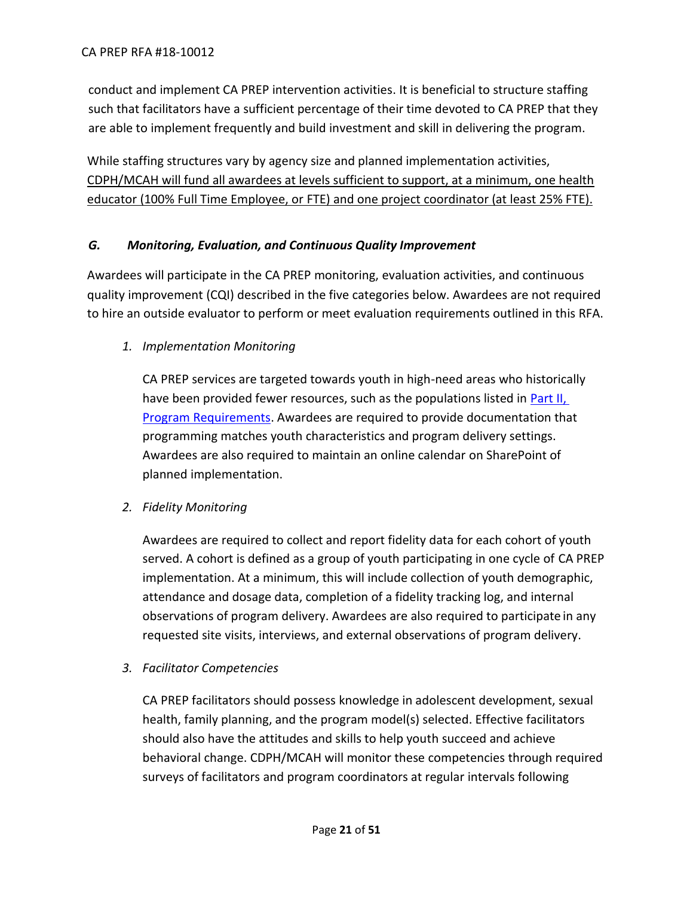conduct and implement CA PREP intervention activities. It is beneficial to structure staffing such that facilitators have a sufficient percentage of their time devoted to CA PREP that they are able to implement frequently and build investment and skill in delivering the program.

While staffing structures vary by agency size and planned implementation activities, <u>CDPH/MCAH will fund all awardees at levels sufficient to support, at a minimum, one health educator (100% Full Time Employee, or FTE) and one project coordinator (at least 25% FTE).</u>

### *G. Monitoring, Evaluation, and Continuous Quality Improvement*

Awardees will participate in the CA PREP monitoring, evaluation activities, and continuous quality improvement (CQI) described in the five categories below. Awardees are not required to hire an outside evaluator to perform or meet evaluation requirements outlined in this RFA.

1. *Implementation Monitoring*

   CA PREP services are targeted towards youth in high-need areas who historically have been provided fewer resources, such as the populations listed in Part II, Program Requirements. Awardees are required to provide documentation that programming matches youth characteristics and program delivery settings. Awardees are also required to maintain an online calendar on SharePoint of planned implementation.

2. *Fidelity Monitoring*

   Awardees are required to collect and report fidelity data for each cohort of youth served. A cohort is defined as a group of youth participating in one cycle of CA PREP implementation. At a minimum, this will include collection of youth demographic, attendance and dosage data, completion of a fidelity tracking log, and internal observations of program delivery. Awardees are also required to participate in any requested site visits, interviews, and external observations of program delivery.

3. *Facilitator Competencies*

   CA PREP facilitators should possess knowledge in adolescent development, sexual health, family planning, and the program model(s) selected. Effective facilitators should also have the attitudes and skills to help youth succeed and achieve behavioral change. CDPH/MCAH will monitor these competencies through required surveys of facilitators and program coordinators at regular intervals following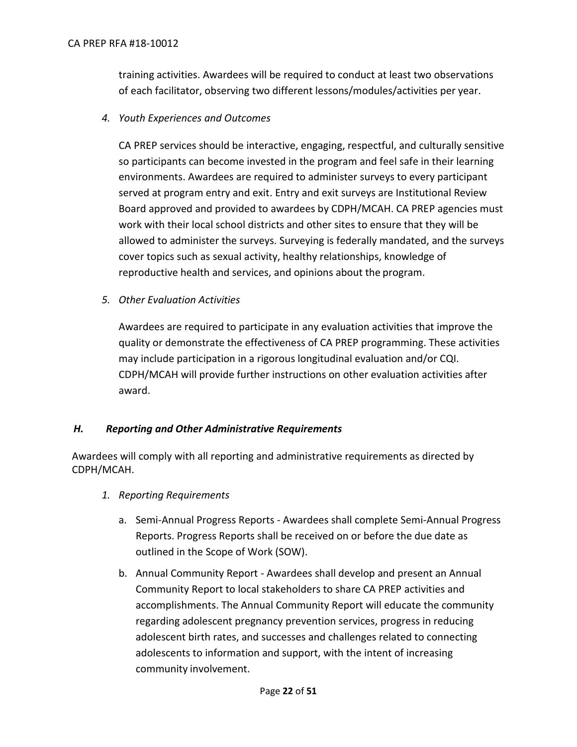training activities. Awardees will be required to conduct at least two observations of each facilitator, observing two different lessons/modules/activities per year.

4. *Youth Experiences and Outcomes*

   CA PREP services should be interactive, engaging, respectful, and culturally sensitive so participants can become invested in the program and feel safe in their learning environments. Awardees are required to administer surveys to every participant served at program entry and exit. Entry and exit surveys are Institutional Review Board approved and provided to awardees by CDPH/MCAH. CA PREP agencies must work with their local school districts and other sites to ensure that they will be allowed to administer the surveys. Surveying is federally mandated, and the surveys cover topics such as sexual activity, healthy relationships, knowledge of reproductive health and services, and opinions about the program.

5. *Other Evaluation Activities*

   Awardees are required to participate in any evaluation activities that improve the quality or demonstrate the effectiveness of CA PREP programming. These activities may include participation in a rigorous longitudinal evaluation and/or CQI. CDPH/MCAH will provide further instructions on other evaluation activities after award.

### *H. Reporting and Other Administrative Requirements*

Awardees will comply with all reporting and administrative requirements as directed by CDPH/MCAH.

1. *Reporting Requirements*

   a. Semi-Annual Progress Reports - Awardees shall complete Semi-Annual Progress Reports. Progress Reports shall be received on or before the due date as outlined in the Scope of Work (SOW).

   b. Annual Community Report - Awardees shall develop and present an Annual Community Report to local stakeholders to share CA PREP activities and accomplishments. The Annual Community Report will educate the community regarding adolescent pregnancy prevention services, progress in reducing adolescent birth rates, and successes and challenges related to connecting adolescents to information and support, with the intent of increasing community involvement.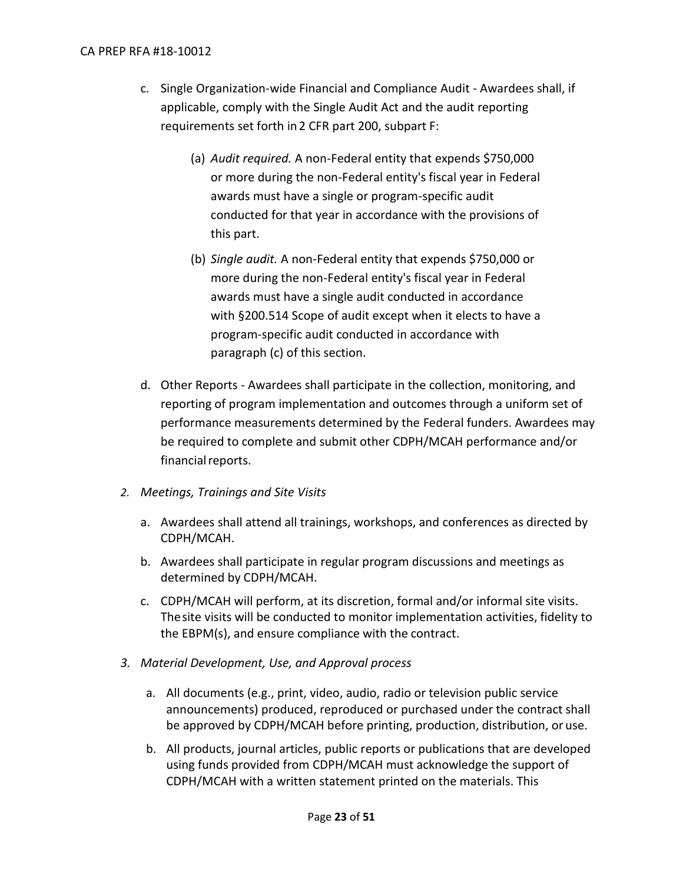c. Single Organization-wide Financial and Compliance Audit - Awardees shall, if applicable, comply with the Single Audit Act and the audit reporting requirements set forth in 2 CFR part 200, subpart F:

   (a) *Audit required.* A non-Federal entity that expends $750,000 or more during the non-Federal entity's fiscal year in Federal awards must have a single or program-specific audit conducted for that year in accordance with the provisions of this part.

   (b) *Single audit.* A non-Federal entity that expends $750,000 or more during the non-Federal entity's fiscal year in Federal awards must have a single audit conducted in accordance with §200.514 Scope of audit except when it elects to have a program-specific audit conducted in accordance with paragraph (c) of this section.

d. Other Reports - Awardees shall participate in the collection, monitoring, and reporting of program implementation and outcomes through a uniform set of performance measurements determined by the Federal funders. Awardees may be required to complete and submit other CDPH/MCAH performance and/or financial reports.

*2. Meetings, Trainings and Site Visits*

a. Awardees shall attend all trainings, workshops, and conferences as directed by CDPH/MCAH.

b. Awardees shall participate in regular program discussions and meetings as determined by CDPH/MCAH.

c. CDPH/MCAH will perform, at its discretion, formal and/or informal site visits. The site visits will be conducted to monitor implementation activities, fidelity to the EBPM(s), and ensure compliance with the contract.

*3. Material Development, Use, and Approval process*

a. All documents (e.g., print, video, audio, radio or television public service announcements) produced, reproduced or purchased under the contract shall be approved by CDPH/MCAH before printing, production, distribution, or use.

b. All products, journal articles, public reports or publications that are developed using funds provided from CDPH/MCAH must acknowledge the support of CDPH/MCAH with a written statement printed on the materials. This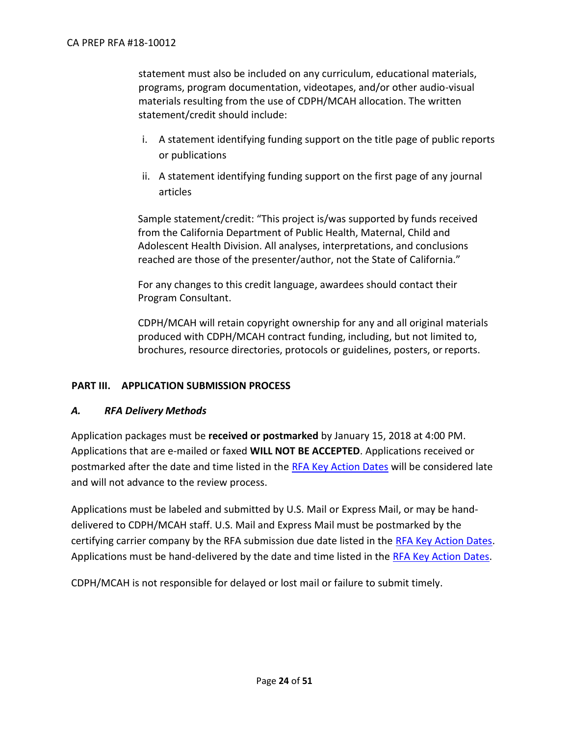statement must also be included on any curriculum, educational materials, programs, program documentation, videotapes, and/or other audio-visual materials resulting from the use of CDPH/MCAH allocation. The written statement/credit should include:

i. A statement identifying funding support on the title page of public reports or publications
ii. A statement identifying funding support on the first page of any journal articles

Sample statement/credit: "This project is/was supported by funds received from the California Department of Public Health, Maternal, Child and Adolescent Health Division. All analyses, interpretations, and conclusions reached are those of the presenter/author, not the State of California."

For any changes to this credit language, awardees should contact their Program Consultant.

CDPH/MCAH will retain copyright ownership for any and all original materials produced with CDPH/MCAH contract funding, including, but not limited to, brochures, resource directories, protocols or guidelines, posters, or reports.

## PART III. APPLICATION SUBMISSION PROCESS

### *A. RFA Delivery Methods*

Application packages must be **received or postmarked** by January 15, 2018 at 4:00 PM. Applications that are e-mailed or faxed **WILL NOT BE ACCEPTED**. Applications received or postmarked after the date and time listed in the RFA Key Action Dates will be considered late and will not advance to the review process.

Applications must be labeled and submitted by U.S. Mail or Express Mail, or may be hand-delivered to CDPH/MCAH staff. U.S. Mail and Express Mail must be postmarked by the certifying carrier company by the RFA submission due date listed in the RFA Key Action Dates. Applications must be hand-delivered by the date and time listed in the RFA Key Action Dates.

CDPH/MCAH is not responsible for delayed or lost mail or failure to submit timely.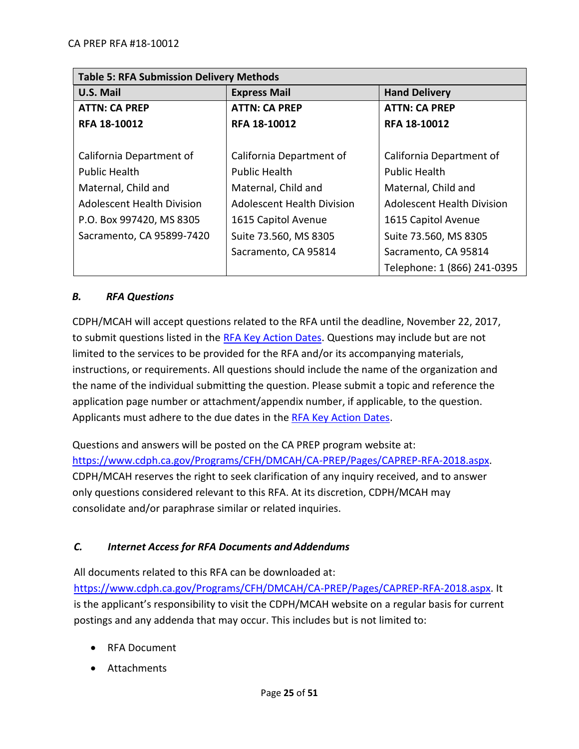| Table 5: RFA Submission Delivery Methods | | |
|---|---|---|
| **U.S. Mail** | **Express Mail** | **Hand Delivery** |
| **ATTN: CA PREP**<br>**RFA 18-10012**<br><br>California Department of Public Health<br>Maternal, Child and Adolescent Health Division<br>P.O. Box 997420, MS 8305<br>Sacramento, CA 95899-7420 | **ATTN: CA PREP**<br>**RFA 18-10012**<br><br>California Department of Public Health<br>Maternal, Child and Adolescent Health Division<br>1615 Capitol Avenue<br>Suite 73.560, MS 8305<br>Sacramento, CA 95814 | **ATTN: CA PREP**<br>**RFA 18-10012**<br><br>California Department of Public Health<br>Maternal, Child and Adolescent Health Division<br>1615 Capitol Avenue<br>Suite 73.560, MS 8305<br>Sacramento, CA 95814<br>Telephone: 1 (866) 241-0395 |

### *B. RFA Questions*

CDPH/MCAH will accept questions related to the RFA until the deadline, November 22, 2017, to submit questions listed in the RFA Key Action Dates. Questions may include but are not limited to the services to be provided for the RFA and/or its accompanying materials, instructions, or requirements. All questions should include the name of the organization and the name of the individual submitting the question. Please submit a topic and reference the application page number or attachment/appendix number, if applicable, to the question. Applicants must adhere to the due dates in the RFA Key Action Dates.

Questions and answers will be posted on the CA PREP program website at: https://www.cdph.ca.gov/Programs/CFH/DMCAH/CA-PREP/Pages/CAPREP-RFA-2018.aspx. CDPH/MCAH reserves the right to seek clarification of any inquiry received, and to answer only questions considered relevant to this RFA. At its discretion, CDPH/MCAH may consolidate and/or paraphrase similar or related inquiries.

### *C. Internet Access for RFA Documents and Addendums*

All documents related to this RFA can be downloaded at: https://www.cdph.ca.gov/Programs/CFH/DMCAH/CA-PREP/Pages/CAPREP-RFA-2018.aspx. It is the applicant's responsibility to visit the CDPH/MCAH website on a regular basis for current postings and any addenda that may occur. This includes but is not limited to:

- RFA Document
- Attachments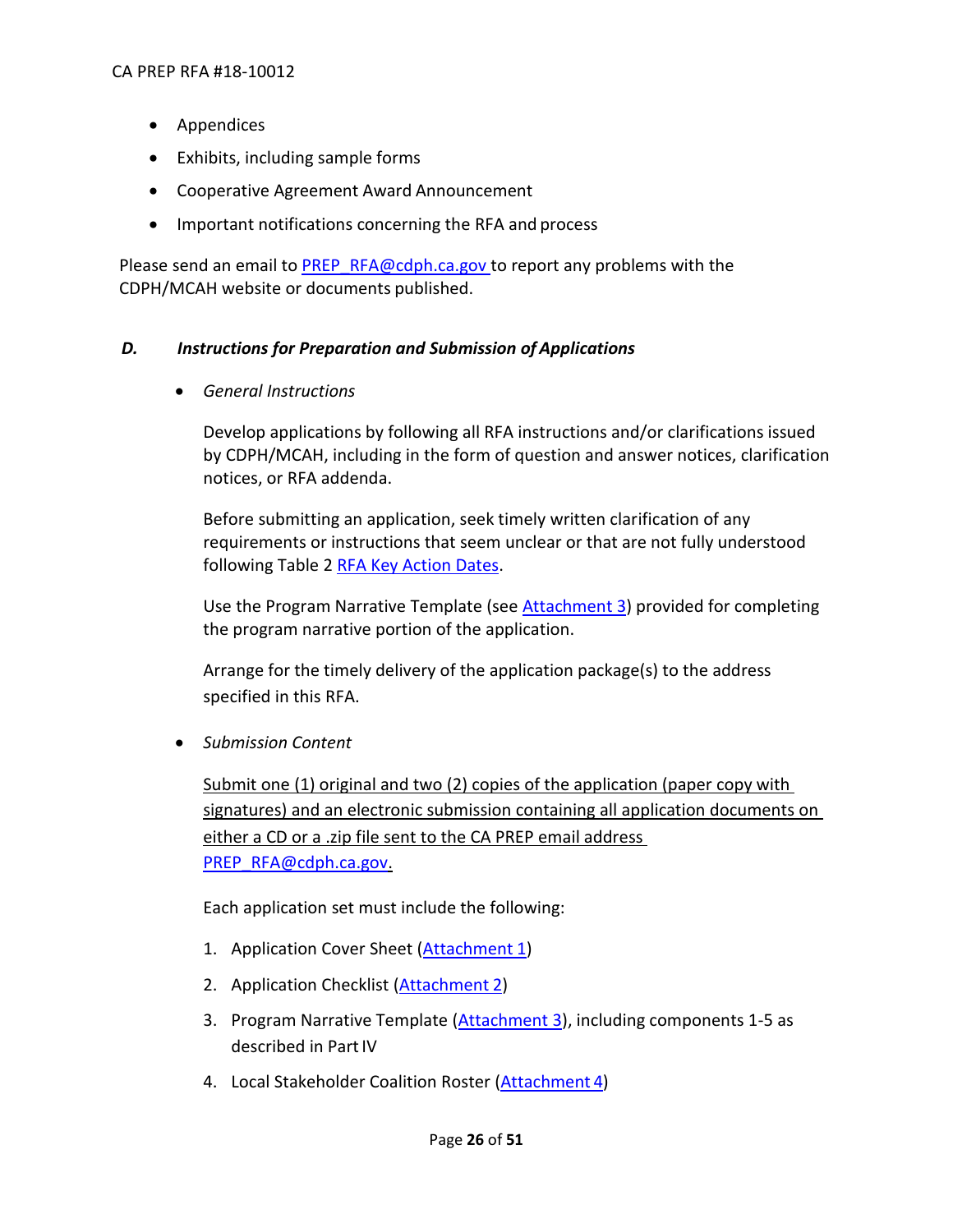- Appendices
- Exhibits, including sample forms
- Cooperative Agreement Award Announcement
- Important notifications concerning the RFA and process

Please send an email to PREP_RFA@cdph.ca.gov to report any problems with the CDPH/MCAH website or documents published.

### *D. Instructions for Preparation and Submission of Applications*

- *General Instructions*

  Develop applications by following all RFA instructions and/or clarifications issued by CDPH/MCAH, including in the form of question and answer notices, clarification notices, or RFA addenda.

  Before submitting an application, seek timely written clarification of any requirements or instructions that seem unclear or that are not fully understood following Table 2 RFA Key Action Dates.

  Use the Program Narrative Template (see Attachment 3) provided for completing the program narrative portion of the application.

  Arrange for the timely delivery of the application package(s) to the address specified in this RFA.

- *Submission Content*

  <u>Submit one (1) original and two (2) copies of the application (paper copy with signatures) and an electronic submission containing all application documents on either a CD or a .zip file sent to the CA PREP email address PREP_RFA@cdph.ca.gov.</u>

  Each application set must include the following:

  1. Application Cover Sheet (Attachment 1)
  2. Application Checklist (Attachment 2)
  3. Program Narrative Template (Attachment 3), including components 1-5 as described in Part IV
  4. Local Stakeholder Coalition Roster (Attachment 4)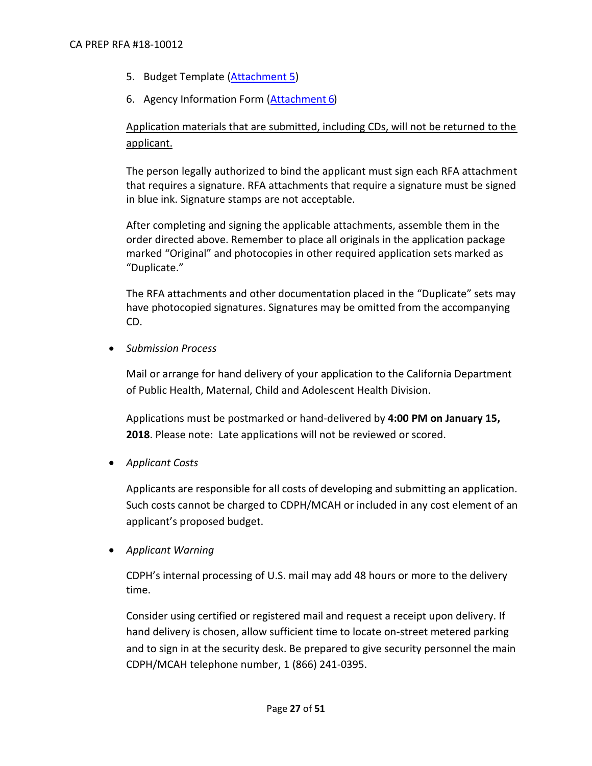5. Budget Template (Attachment 5)
6. Agency Information Form (Attachment 6)

Application materials that are submitted, including CDs, will not be returned to the applicant.

The person legally authorized to bind the applicant must sign each RFA attachment that requires a signature. RFA attachments that require a signature must be signed in blue ink. Signature stamps are not acceptable.

After completing and signing the applicable attachments, assemble them in the order directed above. Remember to place all originals in the application package marked "Original" and photocopies in other required application sets marked as "Duplicate."

The RFA attachments and other documentation placed in the "Duplicate" sets may have photocopied signatures. Signatures may be omitted from the accompanying CD.

- *Submission Process*

  Mail or arrange for hand delivery of your application to the California Department of Public Health, Maternal, Child and Adolescent Health Division.

  Applications must be postmarked or hand-delivered by **4:00 PM on January 15, 2018**. Please note: Late applications will not be reviewed or scored.

- *Applicant Costs*

  Applicants are responsible for all costs of developing and submitting an application. Such costs cannot be charged to CDPH/MCAH or included in any cost element of an applicant's proposed budget.

- *Applicant Warning*

  CDPH's internal processing of U.S. mail may add 48 hours or more to the delivery time.

  Consider using certified or registered mail and request a receipt upon delivery. If hand delivery is chosen, allow sufficient time to locate on-street metered parking and to sign in at the security desk. Be prepared to give security personnel the main CDPH/MCAH telephone number, 1 (866) 241-0395.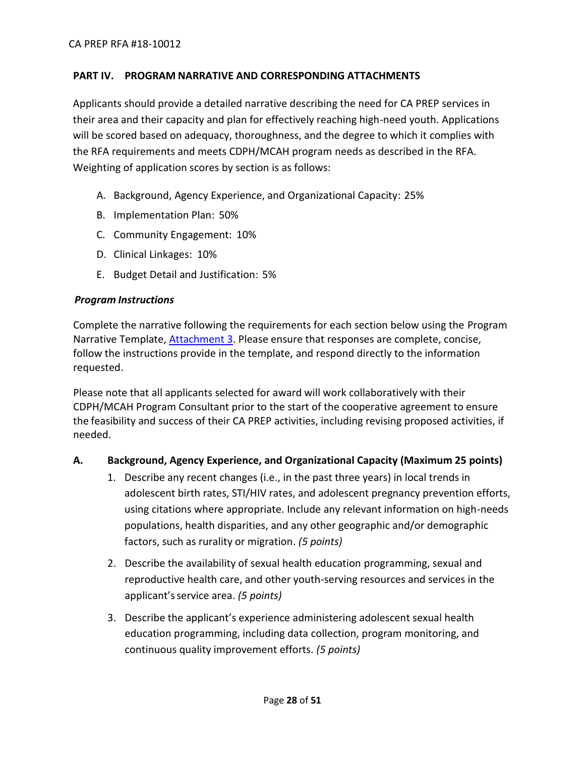## PART IV. PROGRAM NARRATIVE AND CORRESPONDING ATTACHMENTS

Applicants should provide a detailed narrative describing the need for CA PREP services in their area and their capacity and plan for effectively reaching high-need youth. Applications will be scored based on adequacy, thoroughness, and the degree to which it complies with the RFA requirements and meets CDPH/MCAH program needs as described in the RFA. Weighting of application scores by section is as follows:

A. Background, Agency Experience, and Organizational Capacity: 25%
B. Implementation Plan: 50%
C. Community Engagement: 10%
D. Clinical Linkages: 10%
E. Budget Detail and Justification: 5%

### *Program Instructions*

Complete the narrative following the requirements for each section below using the Program Narrative Template, Attachment 3. Please ensure that responses are complete, concise, follow the instructions provide in the template, and respond directly to the information requested.

Please note that all applicants selected for award will work collaboratively with their CDPH/MCAH Program Consultant prior to the start of the cooperative agreement to ensure the feasibility and success of their CA PREP activities, including revising proposed activities, if needed.

### A. Background, Agency Experience, and Organizational Capacity (Maximum 25 points)

1. Describe any recent changes (i.e., in the past three years) in local trends in adolescent birth rates, STI/HIV rates, and adolescent pregnancy prevention efforts, using citations where appropriate. Include any relevant information on high-needs populations, health disparities, and any other geographic and/or demographic factors, such as rurality or migration. *(5 points)*
2. Describe the availability of sexual health education programming, sexual and reproductive health care, and other youth-serving resources and services in the applicant's service area. *(5 points)*
3. Describe the applicant's experience administering adolescent sexual health education programming, including data collection, program monitoring, and continuous quality improvement efforts. *(5 points)*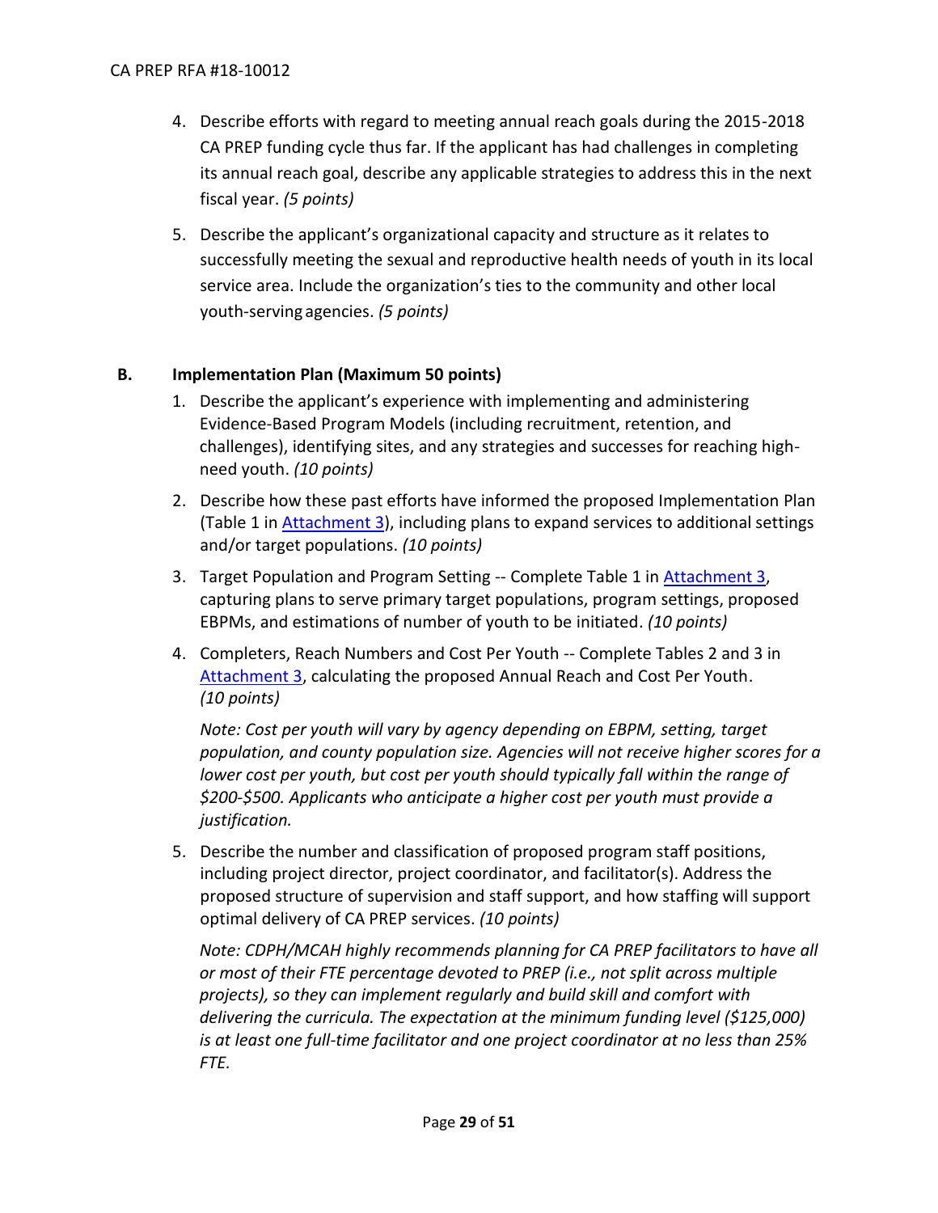4. Describe efforts with regard to meeting annual reach goals during the 2015-2018 CA PREP funding cycle thus far. If the applicant has had challenges in completing its annual reach goal, describe any applicable strategies to address this in the next fiscal year. *(5 points)*

5. Describe the applicant's organizational capacity and structure as it relates to successfully meeting the sexual and reproductive health needs of youth in its local service area. Include the organization's ties to the community and other local youth-serving agencies. *(5 points)*

## B. Implementation Plan (Maximum 50 points)

1. Describe the applicant's experience with implementing and administering Evidence-Based Program Models (including recruitment, retention, and challenges), identifying sites, and any strategies and successes for reaching high-need youth. *(10 points)*

2. Describe how these past efforts have informed the proposed Implementation Plan (Table 1 in Attachment 3), including plans to expand services to additional settings and/or target populations. *(10 points)*

3. Target Population and Program Setting -- Complete Table 1 in Attachment 3, capturing plans to serve primary target populations, program settings, proposed EBPMs, and estimations of number of youth to be initiated. *(10 points)*

4. Completers, Reach Numbers and Cost Per Youth -- Complete Tables 2 and 3 in Attachment 3, calculating the proposed Annual Reach and Cost Per Youth. *(10 points)*

   *Note: Cost per youth will vary by agency depending on EBPM, setting, target population, and county population size. Agencies will not receive higher scores for a lower cost per youth, but cost per youth should typically fall within the range of $200-$500. Applicants who anticipate a higher cost per youth must provide a justification.*

5. Describe the number and classification of proposed program staff positions, including project director, project coordinator, and facilitator(s). Address the proposed structure of supervision and staff support, and how staffing will support optimal delivery of CA PREP services. *(10 points)*

   *Note: CDPH/MCAH highly recommends planning for CA PREP facilitators to have all or most of their FTE percentage devoted to PREP (i.e., not split across multiple projects), so they can implement regularly and build skill and comfort with delivering the curricula. The expectation at the minimum funding level ($125,000) is at least one full-time facilitator and one project coordinator at no less than 25% FTE.*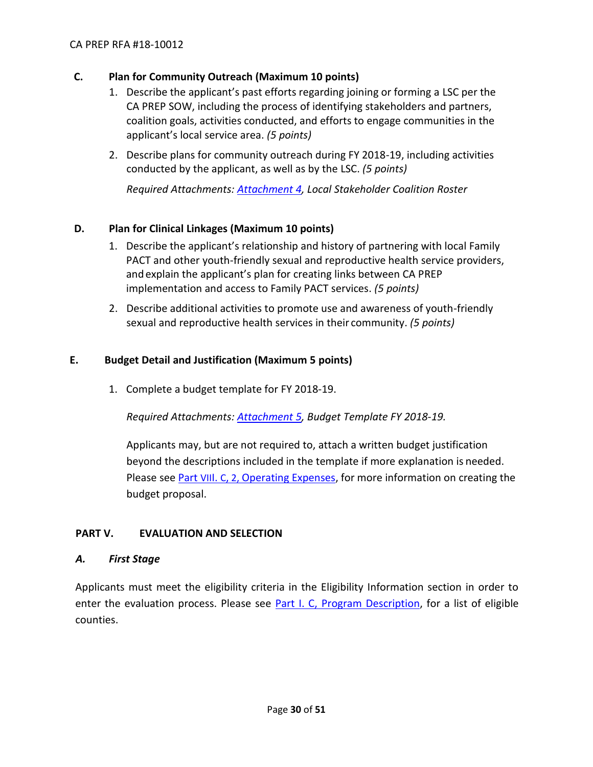### C. Plan for Community Outreach (Maximum 10 points)

1. Describe the applicant's past efforts regarding joining or forming a LSC per the CA PREP SOW, including the process of identifying stakeholders and partners, coalition goals, activities conducted, and efforts to engage communities in the applicant's local service area. *(5 points)*

2. Describe plans for community outreach during FY 2018-19, including activities conducted by the applicant, as well as by the LSC. *(5 points)*

   *Required Attachments: Attachment 4, Local Stakeholder Coalition Roster*

### D. Plan for Clinical Linkages (Maximum 10 points)

1. Describe the applicant's relationship and history of partnering with local Family PACT and other youth-friendly sexual and reproductive health service providers, and explain the applicant's plan for creating links between CA PREP implementation and access to Family PACT services. *(5 points)*

2. Describe additional activities to promote use and awareness of youth-friendly sexual and reproductive health services in their community. *(5 points)*

### E. Budget Detail and Justification (Maximum 5 points)

1. Complete a budget template for FY 2018-19.

   *Required Attachments: Attachment 5, Budget Template FY 2018-19.*

   Applicants may, but are not required to, attach a written budget justification beyond the descriptions included in the template if more explanation is needed. Please see Part VIII. C, 2, Operating Expenses, for more information on creating the budget proposal.

## PART V. EVALUATION AND SELECTION

### *A. First Stage*

Applicants must meet the eligibility criteria in the Eligibility Information section in order to enter the evaluation process. Please see Part I. C, Program Description, for a list of eligible counties.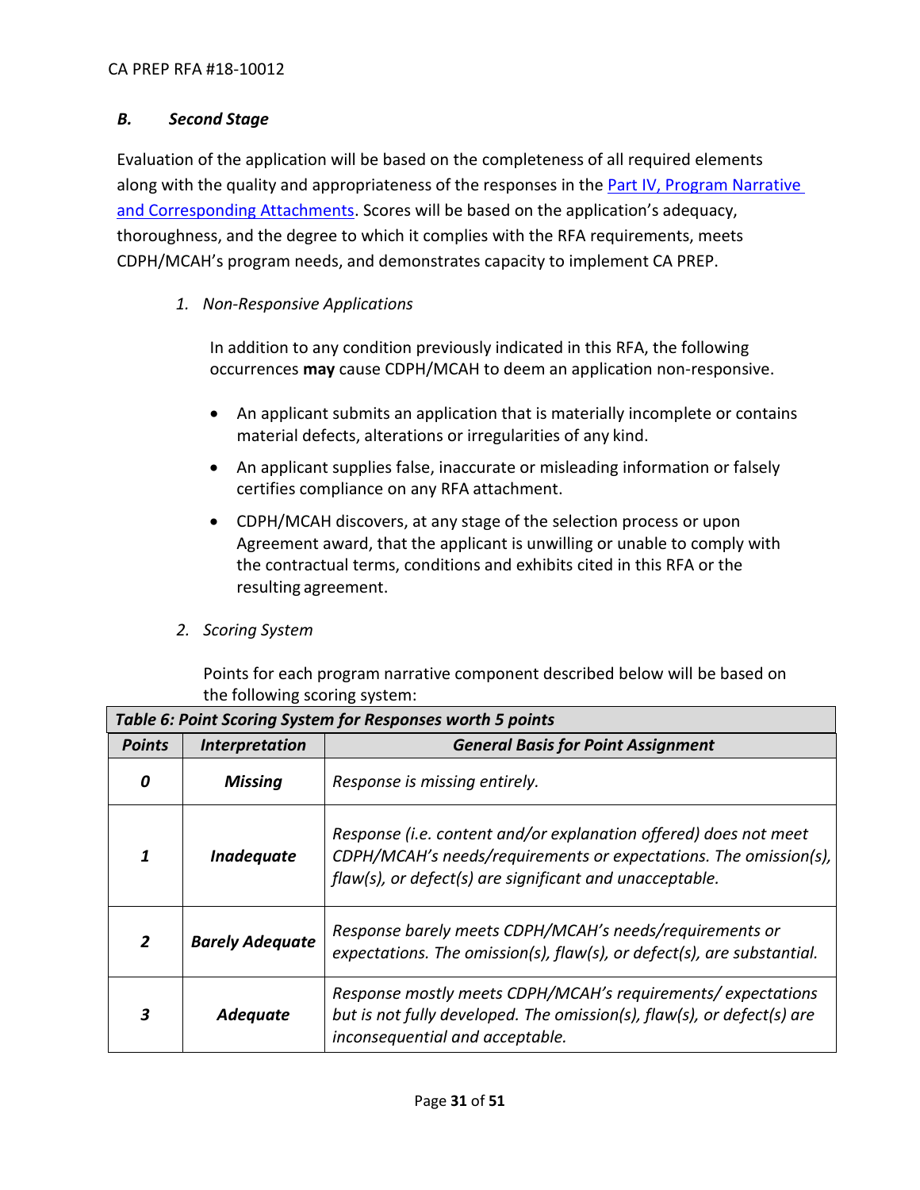### *B. Second Stage*

Evaluation of the application will be based on the completeness of all required elements along with the quality and appropriateness of the responses in the [Part IV, Program Narrative and Corresponding Attachments](). Scores will be based on the application's adequacy, thoroughness, and the degree to which it complies with the RFA requirements, meets CDPH/MCAH's program needs, and demonstrates capacity to implement CA PREP.

*1. Non-Responsive Applications*

In addition to any condition previously indicated in this RFA, the following occurrences **may** cause CDPH/MCAH to deem an application non-responsive.

- An applicant submits an application that is materially incomplete or contains material defects, alterations or irregularities of any kind.
- An applicant supplies false, inaccurate or misleading information or falsely certifies compliance on any RFA attachment.
- CDPH/MCAH discovers, at any stage of the selection process or upon Agreement award, that the applicant is unwilling or unable to comply with the contractual terms, conditions and exhibits cited in this RFA or the resulting agreement.

*2. Scoring System*

Points for each program narrative component described below will be based on the following scoring system:

| ***Table 6: Point Scoring System for Responses worth 5 points*** | | |
|---|---|---|
| ***Points*** | ***Interpretation*** | ***General Basis for Point Assignment*** |
| ***0*** | ***Missing*** | *Response is missing entirely.* |
| ***1*** | ***Inadequate*** | *Response (i.e. content and/or explanation offered) does not meet CDPH/MCAH's needs/requirements or expectations. The omission(s), flaw(s), or defect(s) are significant and unacceptable.* |
| ***2*** | ***Barely Adequate*** | *Response barely meets CDPH/MCAH's needs/requirements or expectations. The omission(s), flaw(s), or defect(s), are substantial.* |
| ***3*** | ***Adequate*** | *Response mostly meets CDPH/MCAH's requirements/ expectations but is not fully developed. The omission(s), flaw(s), or defect(s) are inconsequential and acceptable.* |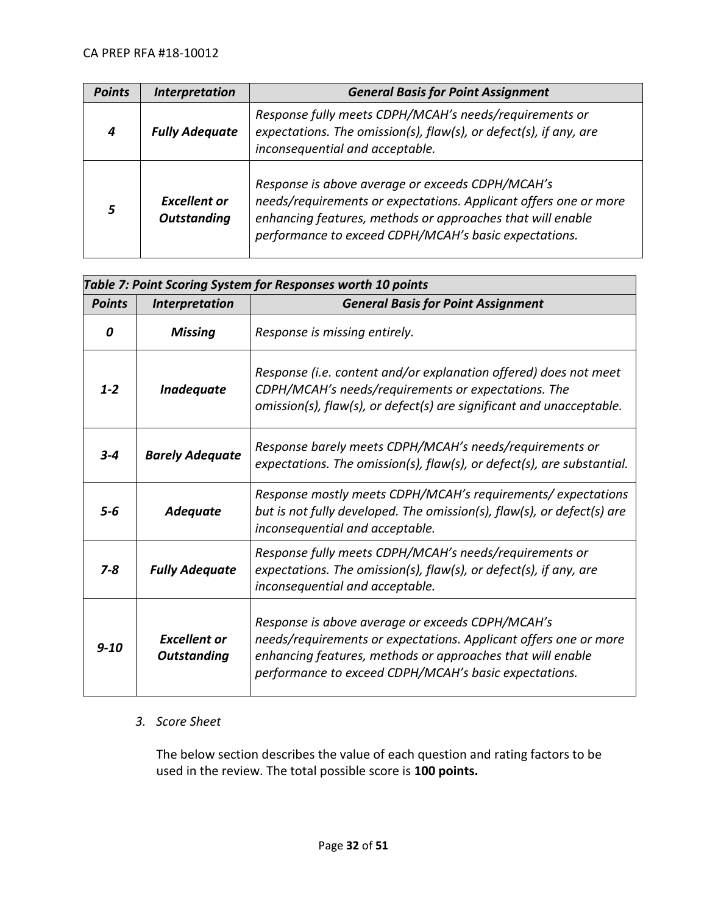| *Points* | *Interpretation* | *General Basis for Point Assignment* |
|---|---|---|
| ***4*** | ***Fully Adequate*** | *Response fully meets CDPH/MCAH's needs/requirements or expectations. The omission(s), flaw(s), or defect(s), if any, are inconsequential and acceptable.* |
| ***5*** | ***Excellent or Outstanding*** | *Response is above average or exceeds CDPH/MCAH's needs/requirements or expectations. Applicant offers one or more enhancing features, methods or approaches that will enable performance to exceed CDPH/MCAH's basic expectations.* |

| ***Table 7: Point Scoring System for Responses worth 10 points*** | | |
|---|---|---|
| ***Points*** | ***Interpretation*** | ***General Basis for Point Assignment*** |
| ***0*** | ***Missing*** | *Response is missing entirely.* |
| ***1-2*** | ***Inadequate*** | *Response (i.e. content and/or explanation offered) does not meet CDPH/MCAH's needs/requirements or expectations. The omission(s), flaw(s), or defect(s) are significant and unacceptable.* |
| ***3-4*** | ***Barely Adequate*** | *Response barely meets CDPH/MCAH's needs/requirements or expectations. The omission(s), flaw(s), or defect(s), are substantial.* |
| ***5-6*** | ***Adequate*** | *Response mostly meets CDPH/MCAH's requirements/ expectations but is not fully developed. The omission(s), flaw(s), or defect(s) are inconsequential and acceptable.* |
| ***7-8*** | ***Fully Adequate*** | *Response fully meets CDPH/MCAH's needs/requirements or expectations. The omission(s), flaw(s), or defect(s), if any, are inconsequential and acceptable.* |
| ***9-10*** | ***Excellent or Outstanding*** | *Response is above average or exceeds CDPH/MCAH's needs/requirements or expectations. Applicant offers one or more enhancing features, methods or approaches that will enable performance to exceed CDPH/MCAH's basic expectations.* |

3. *Score Sheet*

   The below section describes the value of each question and rating factors to be used in the review. The total possible score is **100 points.**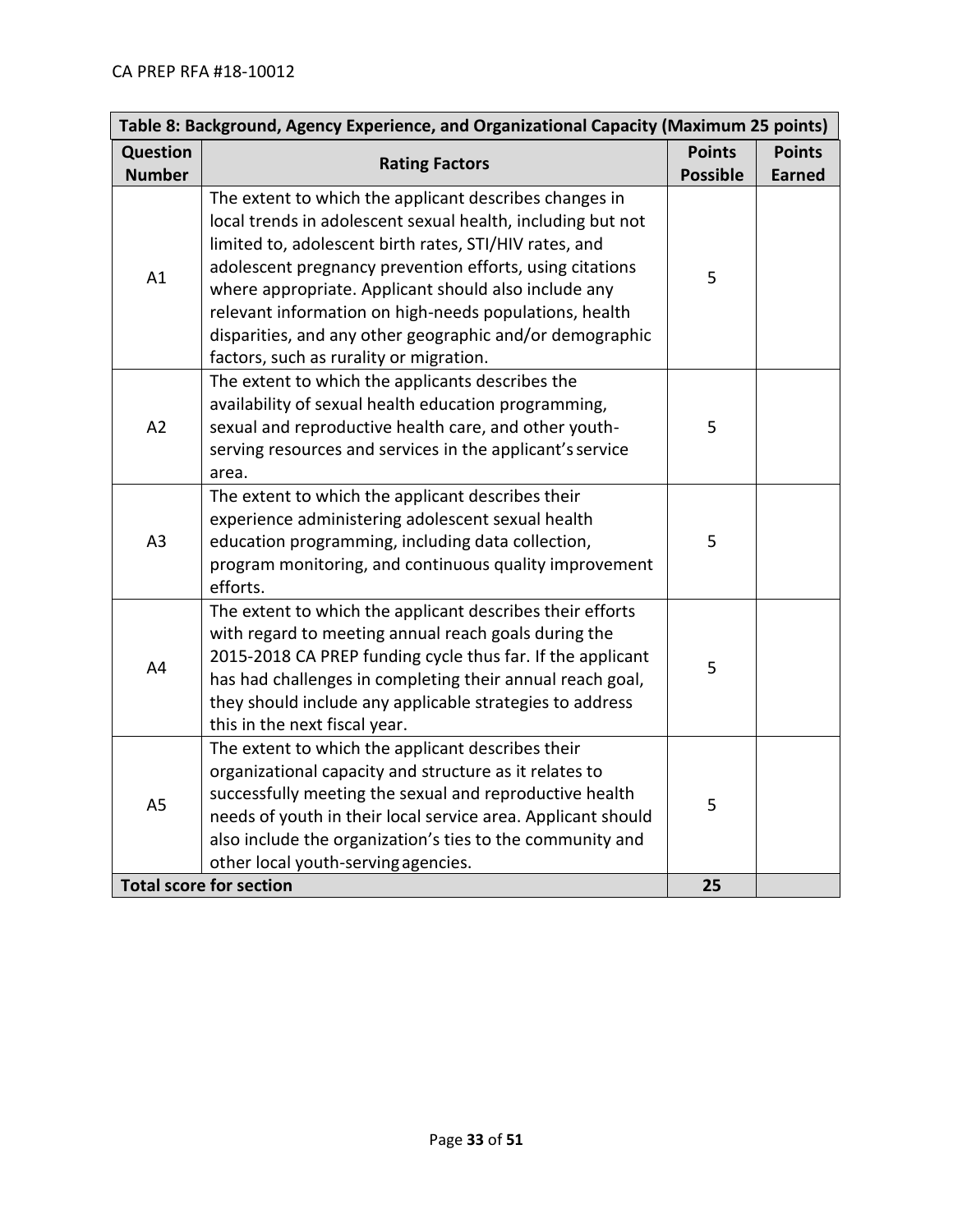| Table 8: Background, Agency Experience, and Organizational Capacity (Maximum 25 points) | | | |
|---|---|---|---|
| **Question Number** | **Rating Factors** | **Points Possible** | **Points Earned** |
| A1 | The extent to which the applicant describes changes in local trends in adolescent sexual health, including but not limited to, adolescent birth rates, STI/HIV rates, and adolescent pregnancy prevention efforts, using citations where appropriate. Applicant should also include any relevant information on high-needs populations, health disparities, and any other geographic and/or demographic factors, such as rurality or migration. | 5 | |
| A2 | The extent to which the applicants describes the availability of sexual health education programming, sexual and reproductive health care, and other youth-serving resources and services in the applicant's service area. | 5 | |
| A3 | The extent to which the applicant describes their experience administering adolescent sexual health education programming, including data collection, program monitoring, and continuous quality improvement efforts. | 5 | |
| A4 | The extent to which the applicant describes their efforts with regard to meeting annual reach goals during the 2015-2018 CA PREP funding cycle thus far. If the applicant has had challenges in completing their annual reach goal, they should include any applicable strategies to address this in the next fiscal year. | 5 | |
| A5 | The extent to which the applicant describes their organizational capacity and structure as it relates to successfully meeting the sexual and reproductive health needs of youth in their local service area. Applicant should also include the organization's ties to the community and other local youth-serving agencies. | 5 | |
| **Total score for section** | | **25** | |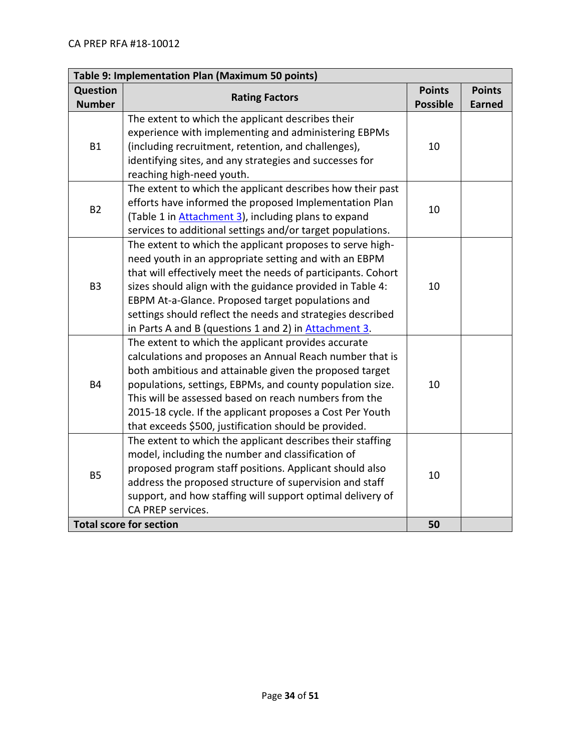| Table 9: Implementation Plan (Maximum 50 points) | | | |
|---|---|---|---|
| **Question Number** | **Rating Factors** | **Points Possible** | **Points Earned** |
| B1 | The extent to which the applicant describes their experience with implementing and administering EBPMs (including recruitment, retention, and challenges), identifying sites, and any strategies and successes for reaching high-need youth. | 10 | |
| B2 | The extent to which the applicant describes how their past efforts have informed the proposed Implementation Plan (Table 1 in Attachment 3), including plans to expand services to additional settings and/or target populations. | 10 | |
| B3 | The extent to which the applicant proposes to serve high-need youth in an appropriate setting and with an EBPM that will effectively meet the needs of participants. Cohort sizes should align with the guidance provided in Table 4: EBPM At-a-Glance. Proposed target populations and settings should reflect the needs and strategies described in Parts A and B (questions 1 and 2) in Attachment 3. | 10 | |
| B4 | The extent to which the applicant provides accurate calculations and proposes an Annual Reach number that is both ambitious and attainable given the proposed target populations, settings, EBPMs, and county population size. This will be assessed based on reach numbers from the 2015-18 cycle. If the applicant proposes a Cost Per Youth that exceeds $500, justification should be provided. | 10 | |
| B5 | The extent to which the applicant describes their staffing model, including the number and classification of proposed program staff positions. Applicant should also address the proposed structure of supervision and staff support, and how staffing will support optimal delivery of CA PREP services. | 10 | |
| **Total score for section** | | **50** | |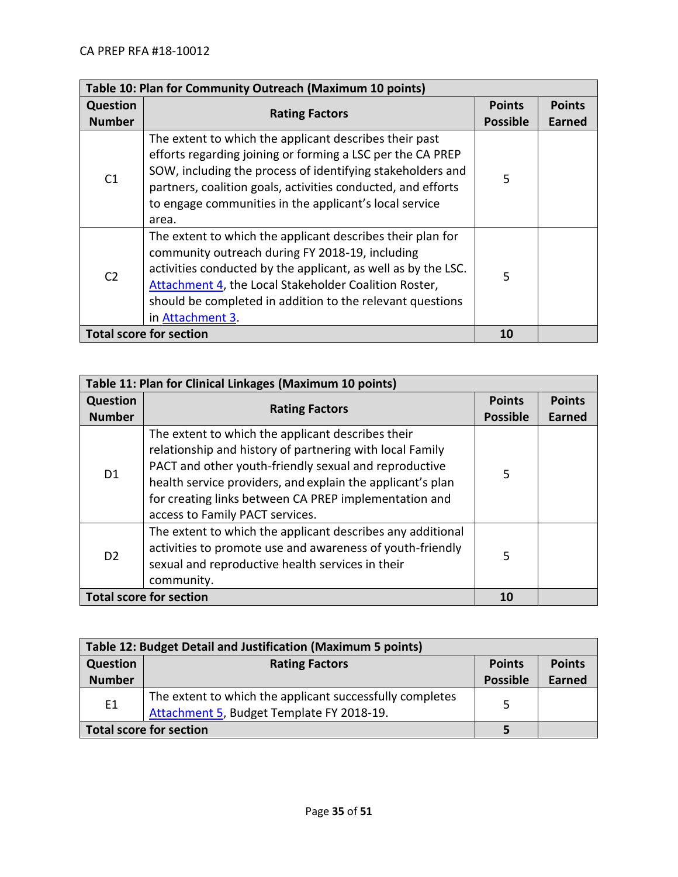| Table 10: Plan for Community Outreach (Maximum 10 points) | | | |
|---|---|---|---|
| Question Number | Rating Factors | Points Possible | Points Earned |
| C1 | The extent to which the applicant describes their past efforts regarding joining or forming a LSC per the CA PREP SOW, including the process of identifying stakeholders and partners, coalition goals, activities conducted, and efforts to engage communities in the applicant's local service area. | 5 | |
| C2 | The extent to which the applicant describes their plan for community outreach during FY 2018-19, including activities conducted by the applicant, as well as by the LSC. Attachment 4, the Local Stakeholder Coalition Roster, should be completed in addition to the relevant questions in Attachment 3. | 5 | |
| **Total score for section** | | **10** | |

| Table 11: Plan for Clinical Linkages (Maximum 10 points) | | | |
|---|---|---|---|
| Question Number | Rating Factors | Points Possible | Points Earned |
| D1 | The extent to which the applicant describes their relationship and history of partnering with local Family PACT and other youth-friendly sexual and reproductive health service providers, and explain the applicant's plan for creating links between CA PREP implementation and access to Family PACT services. | 5 | |
| D2 | The extent to which the applicant describes any additional activities to promote use and awareness of youth-friendly sexual and reproductive health services in their community. | 5 | |
| **Total score for section** | | **10** | |

| Table 12: Budget Detail and Justification (Maximum 5 points) | | | |
|---|---|---|---|
| Question Number | Rating Factors | Points Possible | Points Earned |
| E1 | The extent to which the applicant successfully completes Attachment 5, Budget Template FY 2018-19. | 5 | |
| **Total score for section** | | **5** | |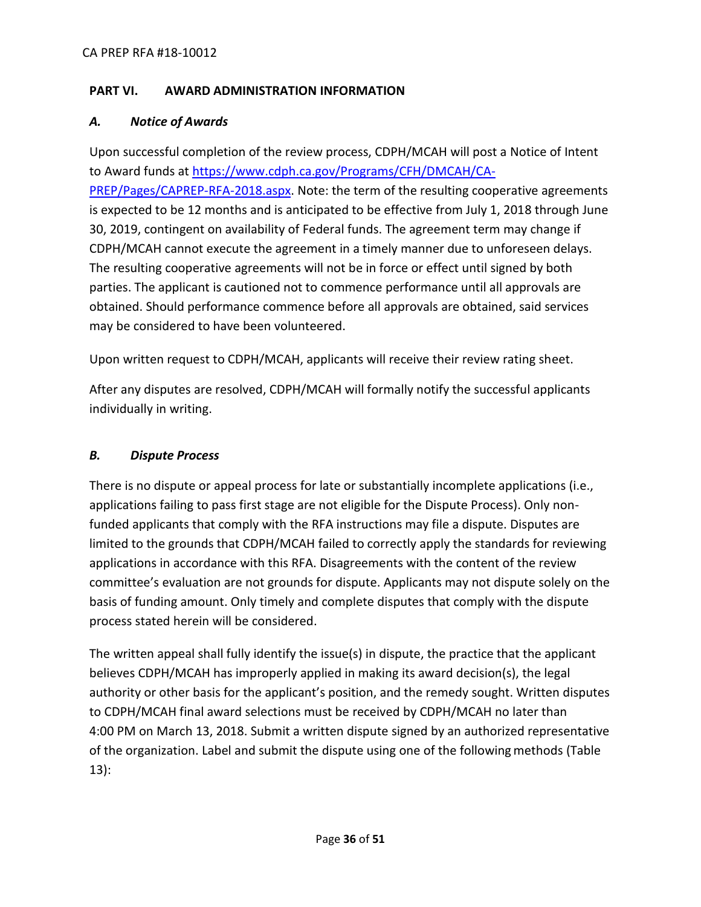## PART VI. AWARD ADMINISTRATION INFORMATION

### *A. Notice of Awards*

Upon successful completion of the review process, CDPH/MCAH will post a Notice of Intent to Award funds at [https://www.cdph.ca.gov/Programs/CFH/DMCAH/CA-PREP/Pages/CAPREP-RFA-2018.aspx](https://www.cdph.ca.gov/Programs/CFH/DMCAH/CA-PREP/Pages/CAPREP-RFA-2018.aspx). Note: the term of the resulting cooperative agreements is expected to be 12 months and is anticipated to be effective from July 1, 2018 through June 30, 2019, contingent on availability of Federal funds. The agreement term may change if CDPH/MCAH cannot execute the agreement in a timely manner due to unforeseen delays. The resulting cooperative agreements will not be in force or effect until signed by both parties. The applicant is cautioned not to commence performance until all approvals are obtained. Should performance commence before all approvals are obtained, said services may be considered to have been volunteered.

Upon written request to CDPH/MCAH, applicants will receive their review rating sheet.

After any disputes are resolved, CDPH/MCAH will formally notify the successful applicants individually in writing.

### *B. Dispute Process*

There is no dispute or appeal process for late or substantially incomplete applications (i.e., applications failing to pass first stage are not eligible for the Dispute Process). Only non-funded applicants that comply with the RFA instructions may file a dispute. Disputes are limited to the grounds that CDPH/MCAH failed to correctly apply the standards for reviewing applications in accordance with this RFA. Disagreements with the content of the review committee's evaluation are not grounds for dispute. Applicants may not dispute solely on the basis of funding amount. Only timely and complete disputes that comply with the dispute process stated herein will be considered.

The written appeal shall fully identify the issue(s) in dispute, the practice that the applicant believes CDPH/MCAH has improperly applied in making its award decision(s), the legal authority or other basis for the applicant's position, and the remedy sought. Written disputes to CDPH/MCAH final award selections must be received by CDPH/MCAH no later than 4:00 PM on March 13, 2018. Submit a written dispute signed by an authorized representative of the organization. Label and submit the dispute using one of the following methods (Table 13):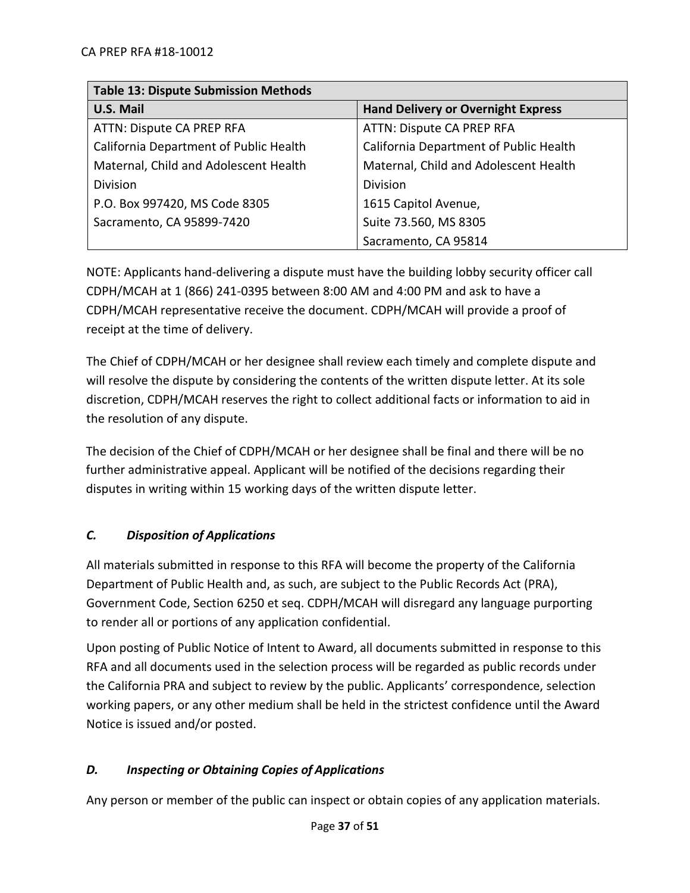| Table 13: Dispute Submission Methods | |
|---|---|
| **U.S. Mail** | **Hand Delivery or Overnight Express** |
| ATTN: Dispute CA PREP RFA<br>California Department of Public Health<br>Maternal, Child and Adolescent Health Division<br>P.O. Box 997420, MS Code 8305<br>Sacramento, CA 95899-7420 | ATTN: Dispute CA PREP RFA<br>California Department of Public Health<br>Maternal, Child and Adolescent Health Division<br>1615 Capitol Avenue,<br>Suite 73.560, MS 8305<br>Sacramento, CA 95814 |

NOTE: Applicants hand-delivering a dispute must have the building lobby security officer call CDPH/MCAH at 1 (866) 241-0395 between 8:00 AM and 4:00 PM and ask to have a CDPH/MCAH representative receive the document. CDPH/MCAH will provide a proof of receipt at the time of delivery.

The Chief of CDPH/MCAH or her designee shall review each timely and complete dispute and will resolve the dispute by considering the contents of the written dispute letter. At its sole discretion, CDPH/MCAH reserves the right to collect additional facts or information to aid in the resolution of any dispute.

The decision of the Chief of CDPH/MCAH or her designee shall be final and there will be no further administrative appeal. Applicant will be notified of the decisions regarding their disputes in writing within 15 working days of the written dispute letter.

### *C. Disposition of Applications*

All materials submitted in response to this RFA will become the property of the California Department of Public Health and, as such, are subject to the Public Records Act (PRA), Government Code, Section 6250 et seq. CDPH/MCAH will disregard any language purporting to render all or portions of any application confidential.

Upon posting of Public Notice of Intent to Award, all documents submitted in response to this RFA and all documents used in the selection process will be regarded as public records under the California PRA and subject to review by the public. Applicants' correspondence, selection working papers, or any other medium shall be held in the strictest confidence until the Award Notice is issued and/or posted.

### *D. Inspecting or Obtaining Copies of Applications*

Any person or member of the public can inspect or obtain copies of any application materials.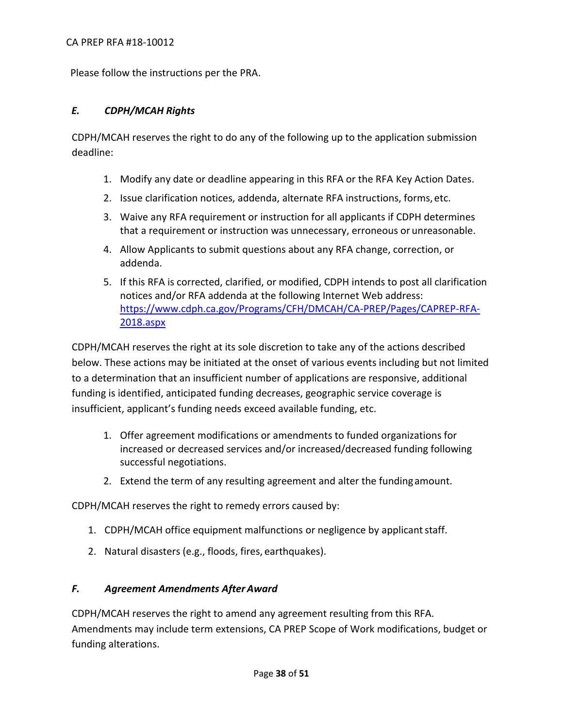Please follow the instructions per the PRA.

### *E. CDPH/MCAH Rights*

CDPH/MCAH reserves the right to do any of the following up to the application submission deadline:

1. Modify any date or deadline appearing in this RFA or the RFA Key Action Dates.
2. Issue clarification notices, addenda, alternate RFA instructions, forms, etc.
3. Waive any RFA requirement or instruction for all applicants if CDPH determines that a requirement or instruction was unnecessary, erroneous or unreasonable.
4. Allow Applicants to submit questions about any RFA change, correction, or addenda.
5. If this RFA is corrected, clarified, or modified, CDPH intends to post all clarification notices and/or RFA addenda at the following Internet Web address: [https://www.cdph.ca.gov/Programs/CFH/DMCAH/CA-PREP/Pages/CAPREP-RFA-2018.aspx](https://www.cdph.ca.gov/Programs/CFH/DMCAH/CA-PREP/Pages/CAPREP-RFA-2018.aspx)

CDPH/MCAH reserves the right at its sole discretion to take any of the actions described below. These actions may be initiated at the onset of various events including but not limited to a determination that an insufficient number of applications are responsive, additional funding is identified, anticipated funding decreases, geographic service coverage is insufficient, applicant's funding needs exceed available funding, etc.

1. Offer agreement modifications or amendments to funded organizations for increased or decreased services and/or increased/decreased funding following successful negotiations.
2. Extend the term of any resulting agreement and alter the funding amount.

CDPH/MCAH reserves the right to remedy errors caused by:

1. CDPH/MCAH office equipment malfunctions or negligence by applicant staff.
2. Natural disasters (e.g., floods, fires, earthquakes).

### *F. Agreement Amendments After Award*

CDPH/MCAH reserves the right to amend any agreement resulting from this RFA. Amendments may include term extensions, CA PREP Scope of Work modifications, budget or funding alterations.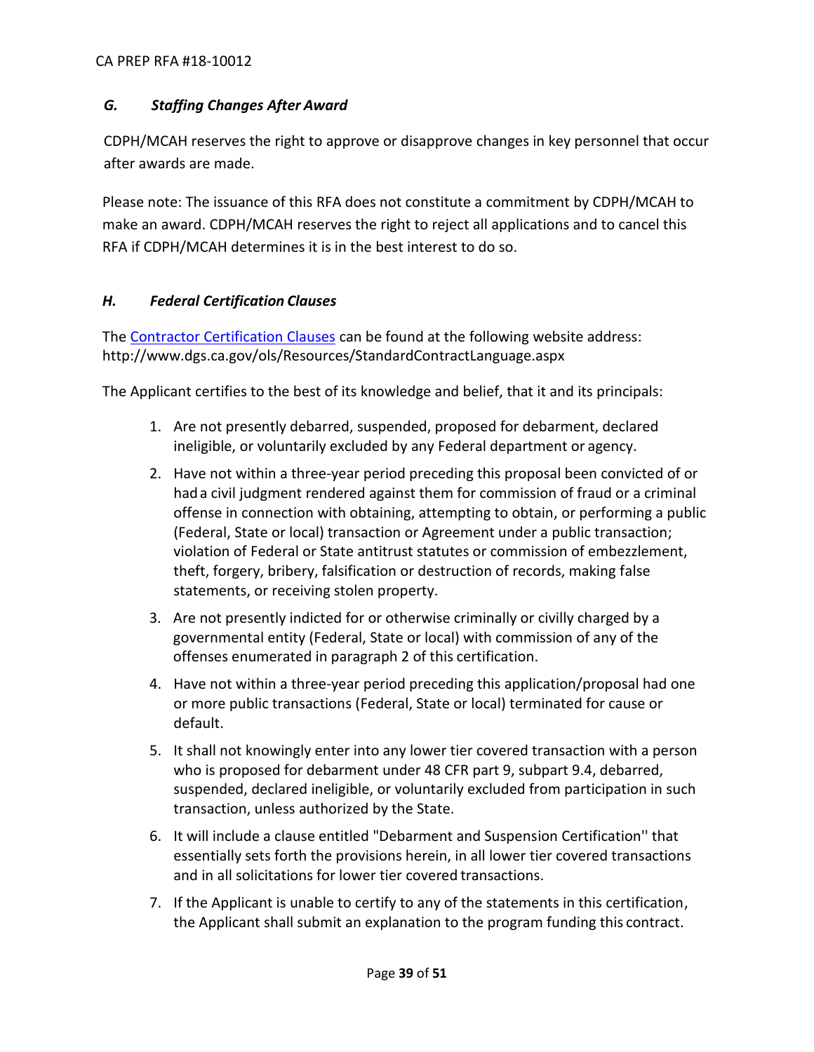### *G. Staffing Changes After Award*

CDPH/MCAH reserves the right to approve or disapprove changes in key personnel that occur after awards are made.

Please note: The issuance of this RFA does not constitute a commitment by CDPH/MCAH to make an award. CDPH/MCAH reserves the right to reject all applications and to cancel this RFA if CDPH/MCAH determines it is in the best interest to do so.

### *H. Federal Certification Clauses*

The [Contractor Certification Clauses](http://www.dgs.ca.gov/ols/Resources/StandardContractLanguage.aspx) can be found at the following website address: http://www.dgs.ca.gov/ols/Resources/StandardContractLanguage.aspx

The Applicant certifies to the best of its knowledge and belief, that it and its principals:

1. Are not presently debarred, suspended, proposed for debarment, declared ineligible, or voluntarily excluded by any Federal department or agency.
2. Have not within a three-year period preceding this proposal been convicted of or had a civil judgment rendered against them for commission of fraud or a criminal offense in connection with obtaining, attempting to obtain, or performing a public (Federal, State or local) transaction or Agreement under a public transaction; violation of Federal or State antitrust statutes or commission of embezzlement, theft, forgery, bribery, falsification or destruction of records, making false statements, or receiving stolen property.
3. Are not presently indicted for or otherwise criminally or civilly charged by a governmental entity (Federal, State or local) with commission of any of the offenses enumerated in paragraph 2 of this certification.
4. Have not within a three-year period preceding this application/proposal had one or more public transactions (Federal, State or local) terminated for cause or default.
5. It shall not knowingly enter into any lower tier covered transaction with a person who is proposed for debarment under 48 CFR part 9, subpart 9.4, debarred, suspended, declared ineligible, or voluntarily excluded from participation in such transaction, unless authorized by the State.
6. It will include a clause entitled "Debarment and Suspension Certification'' that essentially sets forth the provisions herein, in all lower tier covered transactions and in all solicitations for lower tier covered transactions.
7. If the Applicant is unable to certify to any of the statements in this certification, the Applicant shall submit an explanation to the program funding this contract.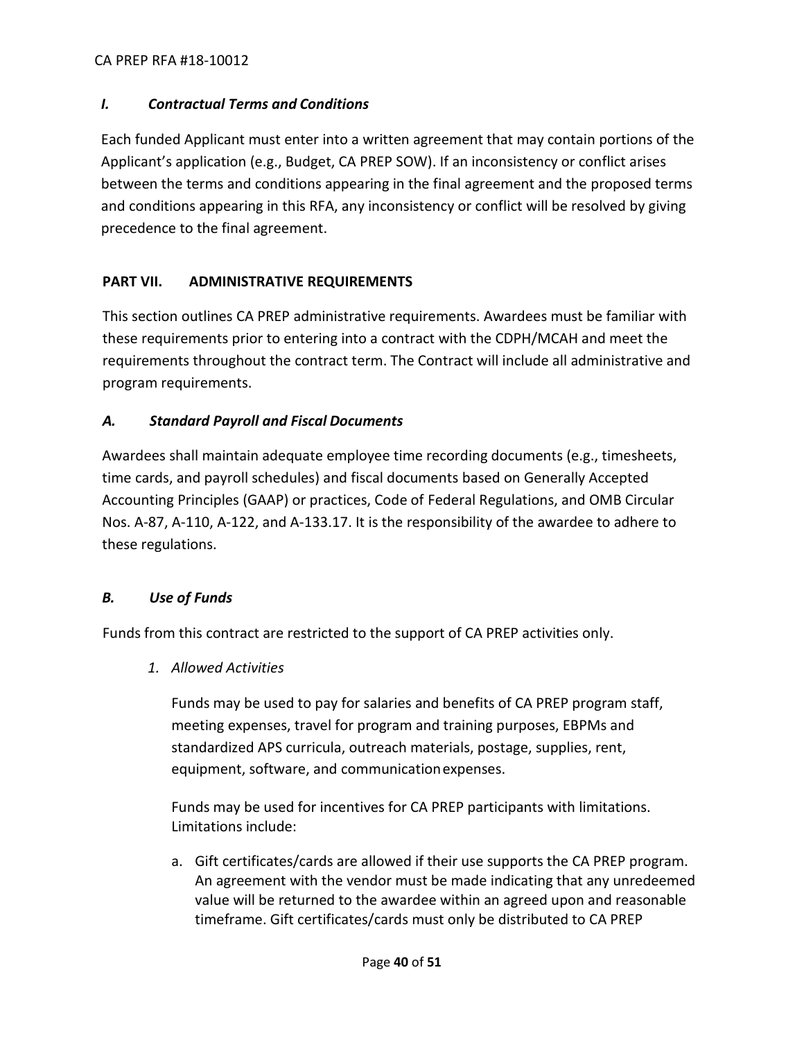### *I. Contractual Terms and Conditions*

Each funded Applicant must enter into a written agreement that may contain portions of the Applicant's application (e.g., Budget, CA PREP SOW). If an inconsistency or conflict arises between the terms and conditions appearing in the final agreement and the proposed terms and conditions appearing in this RFA, any inconsistency or conflict will be resolved by giving precedence to the final agreement.

## PART VII. ADMINISTRATIVE REQUIREMENTS

This section outlines CA PREP administrative requirements. Awardees must be familiar with these requirements prior to entering into a contract with the CDPH/MCAH and meet the requirements throughout the contract term. The Contract will include all administrative and program requirements.

### *A. Standard Payroll and Fiscal Documents*

Awardees shall maintain adequate employee time recording documents (e.g., timesheets, time cards, and payroll schedules) and fiscal documents based on Generally Accepted Accounting Principles (GAAP) or practices, Code of Federal Regulations, and OMB Circular Nos. A-87, A-110, A-122, and A-133.17. It is the responsibility of the awardee to adhere to these regulations.

### *B. Use of Funds*

Funds from this contract are restricted to the support of CA PREP activities only.

1. *Allowed Activities*

   Funds may be used to pay for salaries and benefits of CA PREP program staff, meeting expenses, travel for program and training purposes, EBPMs and standardized APS curricula, outreach materials, postage, supplies, rent, equipment, software, and communication expenses.

   Funds may be used for incentives for CA PREP participants with limitations. Limitations include:

   a. Gift certificates/cards are allowed if their use supports the CA PREP program. An agreement with the vendor must be made indicating that any unredeemed value will be returned to the awardee within an agreed upon and reasonable timeframe. Gift certificates/cards must only be distributed to CA PREP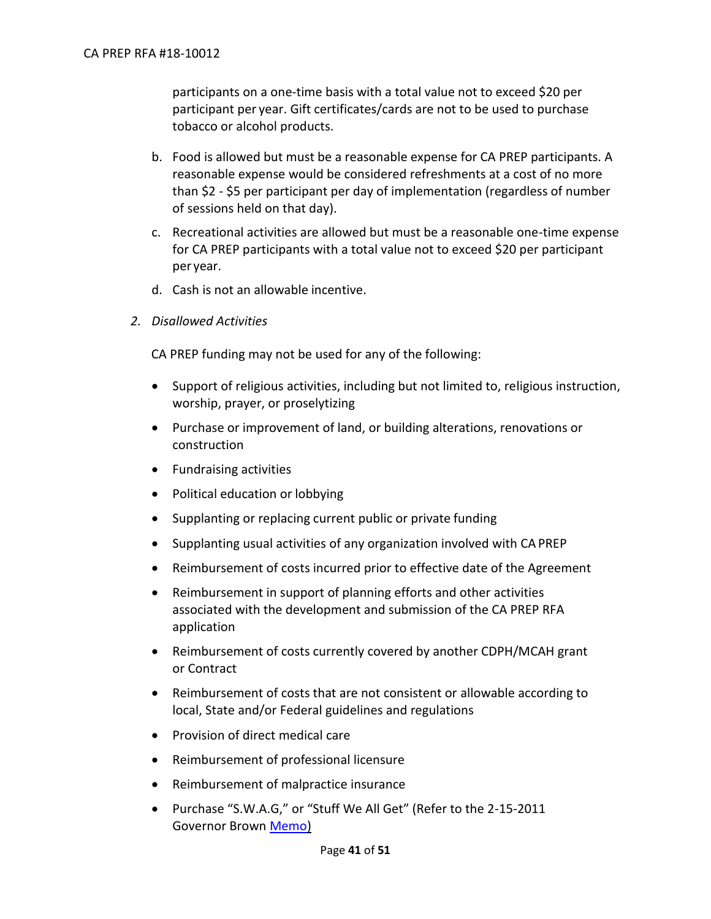participants on a one-time basis with a total value not to exceed $20 per participant per year. Gift certificates/cards are not to be used to purchase tobacco or alcohol products.

b. Food is allowed but must be a reasonable expense for CA PREP participants. A reasonable expense would be considered refreshments at a cost of no more than $2 - $5 per participant per day of implementation (regardless of number of sessions held on that day).

c. Recreational activities are allowed but must be a reasonable one-time expense for CA PREP participants with a total value not to exceed $20 per participant per year.

d. Cash is not an allowable incentive.

2. *Disallowed Activities*

CA PREP funding may not be used for any of the following:

- Support of religious activities, including but not limited to, religious instruction, worship, prayer, or proselytizing
- Purchase or improvement of land, or building alterations, renovations or construction
- Fundraising activities
- Political education or lobbying
- Supplanting or replacing current public or private funding
- Supplanting usual activities of any organization involved with CA PREP
- Reimbursement of costs incurred prior to effective date of the Agreement
- Reimbursement in support of planning efforts and other activities associated with the development and submission of the CA PREP RFA application
- Reimbursement of costs currently covered by another CDPH/MCAH grant or Contract
- Reimbursement of costs that are not consistent or allowable according to local, State and/or Federal guidelines and regulations
- Provision of direct medical care
- Reimbursement of professional licensure
- Reimbursement of malpractice insurance
- Purchase "S.W.A.G," or "Stuff We All Get" (Refer to the 2-15-2011 Governor Brown Memo)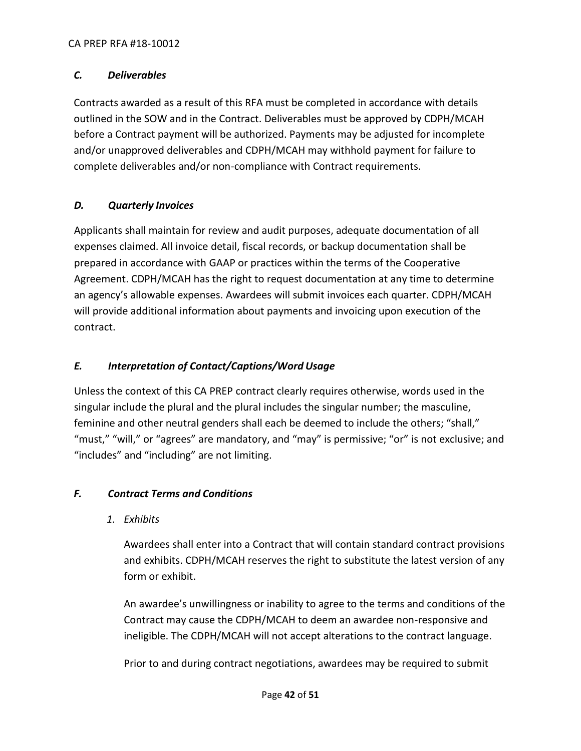### *C. Deliverables*

Contracts awarded as a result of this RFA must be completed in accordance with details outlined in the SOW and in the Contract. Deliverables must be approved by CDPH/MCAH before a Contract payment will be authorized. Payments may be adjusted for incomplete and/or unapproved deliverables and CDPH/MCAH may withhold payment for failure to complete deliverables and/or non-compliance with Contract requirements.

### *D. Quarterly Invoices*

Applicants shall maintain for review and audit purposes, adequate documentation of all expenses claimed. All invoice detail, fiscal records, or backup documentation shall be prepared in accordance with GAAP or practices within the terms of the Cooperative Agreement. CDPH/MCAH has the right to request documentation at any time to determine an agency's allowable expenses. Awardees will submit invoices each quarter. CDPH/MCAH will provide additional information about payments and invoicing upon execution of the contract.

### *E. Interpretation of Contact/Captions/Word Usage*

Unless the context of this CA PREP contract clearly requires otherwise, words used in the singular include the plural and the plural includes the singular number; the masculine, feminine and other neutral genders shall each be deemed to include the others; "shall," "must," "will," or "agrees" are mandatory, and "may" is permissive; "or" is not exclusive; and "includes" and "including" are not limiting.

### *F. Contract Terms and Conditions*

1. *Exhibits*

   Awardees shall enter into a Contract that will contain standard contract provisions and exhibits. CDPH/MCAH reserves the right to substitute the latest version of any form or exhibit.

   An awardee's unwillingness or inability to agree to the terms and conditions of the Contract may cause the CDPH/MCAH to deem an awardee non-responsive and ineligible. The CDPH/MCAH will not accept alterations to the contract language.

   Prior to and during contract negotiations, awardees may be required to submit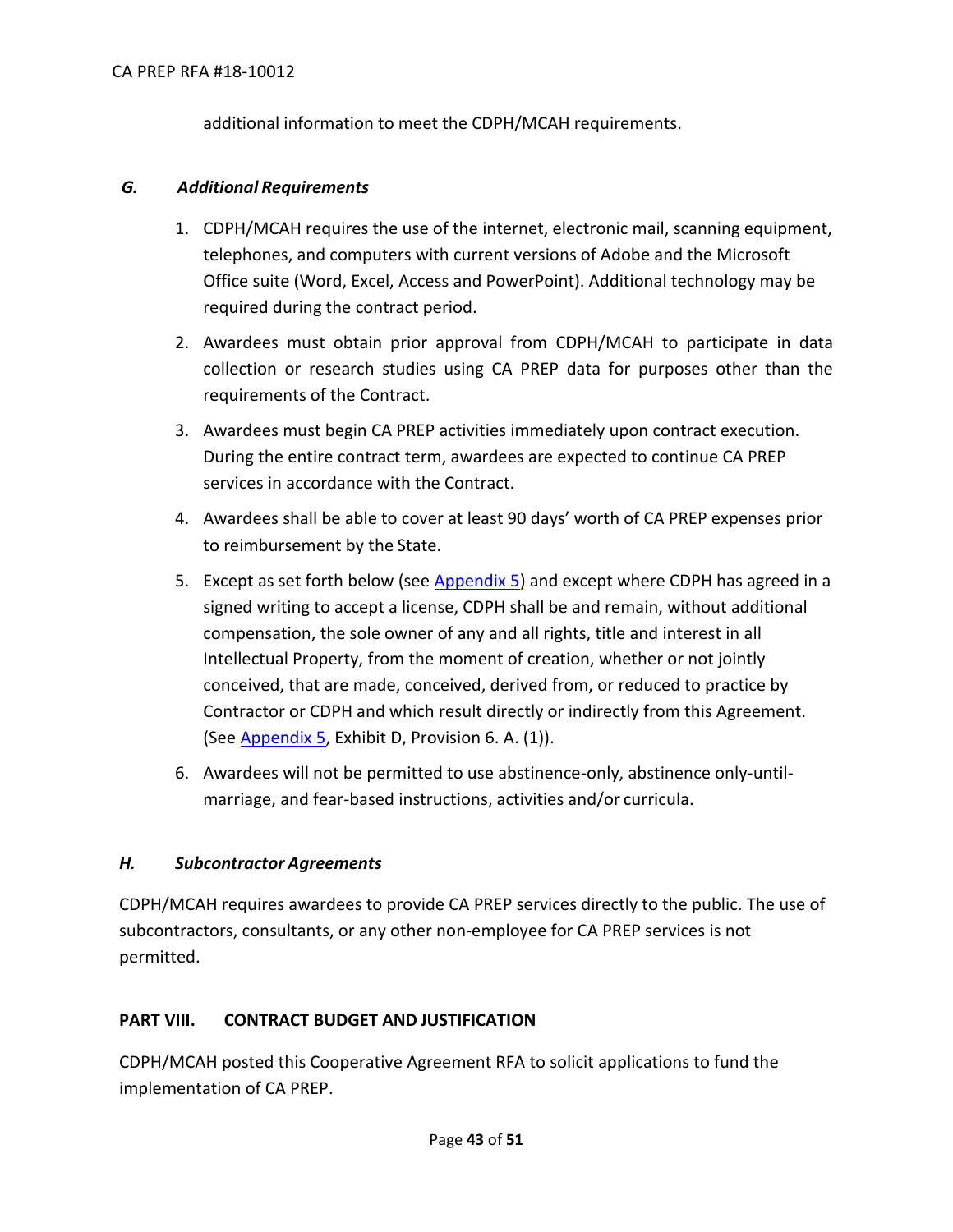additional information to meet the CDPH/MCAH requirements.

### *G. Additional Requirements*

1. CDPH/MCAH requires the use of the internet, electronic mail, scanning equipment, telephones, and computers with current versions of Adobe and the Microsoft Office suite (Word, Excel, Access and PowerPoint). Additional technology may be required during the contract period.
2. Awardees must obtain prior approval from CDPH/MCAH to participate in data collection or research studies using CA PREP data for purposes other than the requirements of the Contract.
3. Awardees must begin CA PREP activities immediately upon contract execution. During the entire contract term, awardees are expected to continue CA PREP services in accordance with the Contract.
4. Awardees shall be able to cover at least 90 days' worth of CA PREP expenses prior to reimbursement by the State.
5. Except as set forth below (see Appendix 5) and except where CDPH has agreed in a signed writing to accept a license, CDPH shall be and remain, without additional compensation, the sole owner of any and all rights, title and interest in all Intellectual Property, from the moment of creation, whether or not jointly conceived, that are made, conceived, derived from, or reduced to practice by Contractor or CDPH and which result directly or indirectly from this Agreement. (See Appendix 5, Exhibit D, Provision 6. A. (1)).
6. Awardees will not be permitted to use abstinence-only, abstinence only-until-marriage, and fear-based instructions, activities and/or curricula.

### *H. Subcontractor Agreements*

CDPH/MCAH requires awardees to provide CA PREP services directly to the public. The use of subcontractors, consultants, or any other non-employee for CA PREP services is not permitted.

## PART VIII. CONTRACT BUDGET AND JUSTIFICATION

CDPH/MCAH posted this Cooperative Agreement RFA to solicit applications to fund the implementation of CA PREP.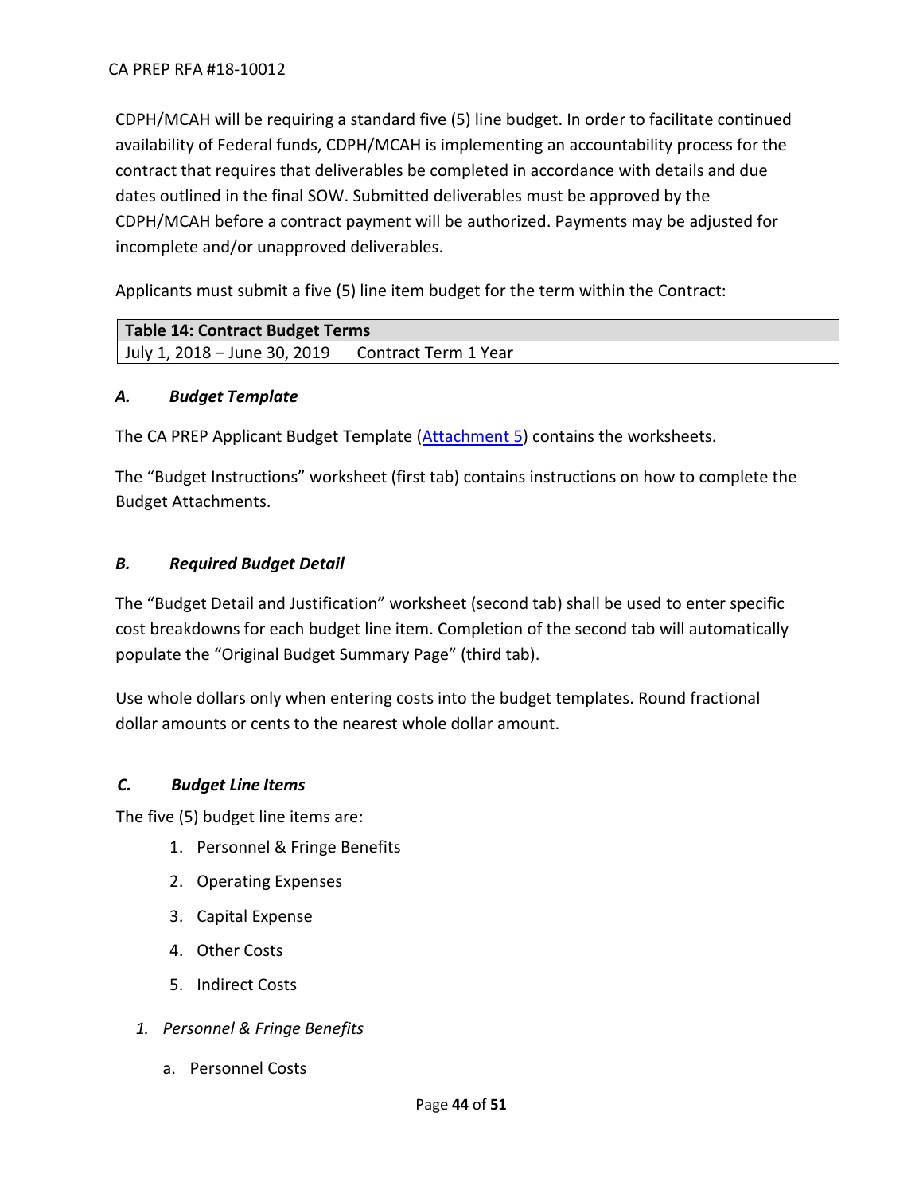CDPH/MCAH will be requiring a standard five (5) line budget. In order to facilitate continued availability of Federal funds, CDPH/MCAH is implementing an accountability process for the contract that requires that deliverables be completed in accordance with details and due dates outlined in the final SOW. Submitted deliverables must be approved by the CDPH/MCAH before a contract payment will be authorized. Payments may be adjusted for incomplete and/or unapproved deliverables.

Applicants must submit a five (5) line item budget for the term within the Contract:

| **Table 14: Contract Budget Terms** | |
|---|---|
| July 1, 2018 – June 30, 2019 | Contract Term 1 Year |

### *A. Budget Template*

The CA PREP Applicant Budget Template (Attachment 5) contains the worksheets.

The "Budget Instructions" worksheet (first tab) contains instructions on how to complete the Budget Attachments.

### *B. Required Budget Detail*

The "Budget Detail and Justification" worksheet (second tab) shall be used to enter specific cost breakdowns for each budget line item. Completion of the second tab will automatically populate the "Original Budget Summary Page" (third tab).

Use whole dollars only when entering costs into the budget templates. Round fractional dollar amounts or cents to the nearest whole dollar amount.

### *C. Budget Line Items*

The five (5) budget line items are:

1. Personnel & Fringe Benefits
2. Operating Expenses
3. Capital Expense
4. Other Costs
5. Indirect Costs

#### *1. Personnel & Fringe Benefits*

a. Personnel Costs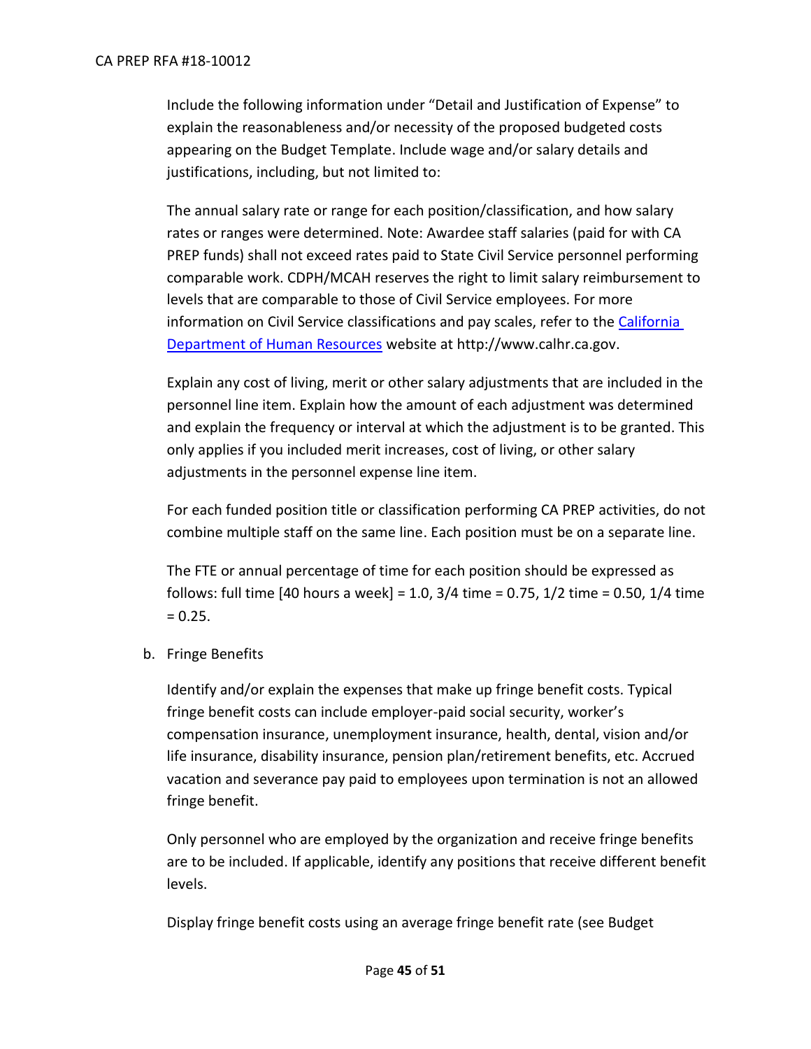Include the following information under "Detail and Justification of Expense" to explain the reasonableness and/or necessity of the proposed budgeted costs appearing on the Budget Template. Include wage and/or salary details and justifications, including, but not limited to:

The annual salary rate or range for each position/classification, and how salary rates or ranges were determined. Note: Awardee staff salaries (paid for with CA PREP funds) shall not exceed rates paid to State Civil Service personnel performing comparable work. CDPH/MCAH reserves the right to limit salary reimbursement to levels that are comparable to those of Civil Service employees. For more information on Civil Service classifications and pay scales, refer to the [California Department of Human Resources](http://www.calhr.ca.gov) website at http://www.calhr.ca.gov.

Explain any cost of living, merit or other salary adjustments that are included in the personnel line item. Explain how the amount of each adjustment was determined and explain the frequency or interval at which the adjustment is to be granted. This only applies if you included merit increases, cost of living, or other salary adjustments in the personnel expense line item.

For each funded position title or classification performing CA PREP activities, do not combine multiple staff on the same line. Each position must be on a separate line.

The FTE or annual percentage of time for each position should be expressed as follows: full time [40 hours a week] = 1.0, 3/4 time = 0.75, 1/2 time = 0.50, 1/4 time = 0.25.

b. Fringe Benefits

Identify and/or explain the expenses that make up fringe benefit costs. Typical fringe benefit costs can include employer-paid social security, worker's compensation insurance, unemployment insurance, health, dental, vision and/or life insurance, disability insurance, pension plan/retirement benefits, etc. Accrued vacation and severance pay paid to employees upon termination is not an allowed fringe benefit.

Only personnel who are employed by the organization and receive fringe benefits are to be included. If applicable, identify any positions that receive different benefit levels.

Display fringe benefit costs using an average fringe benefit rate (see Budget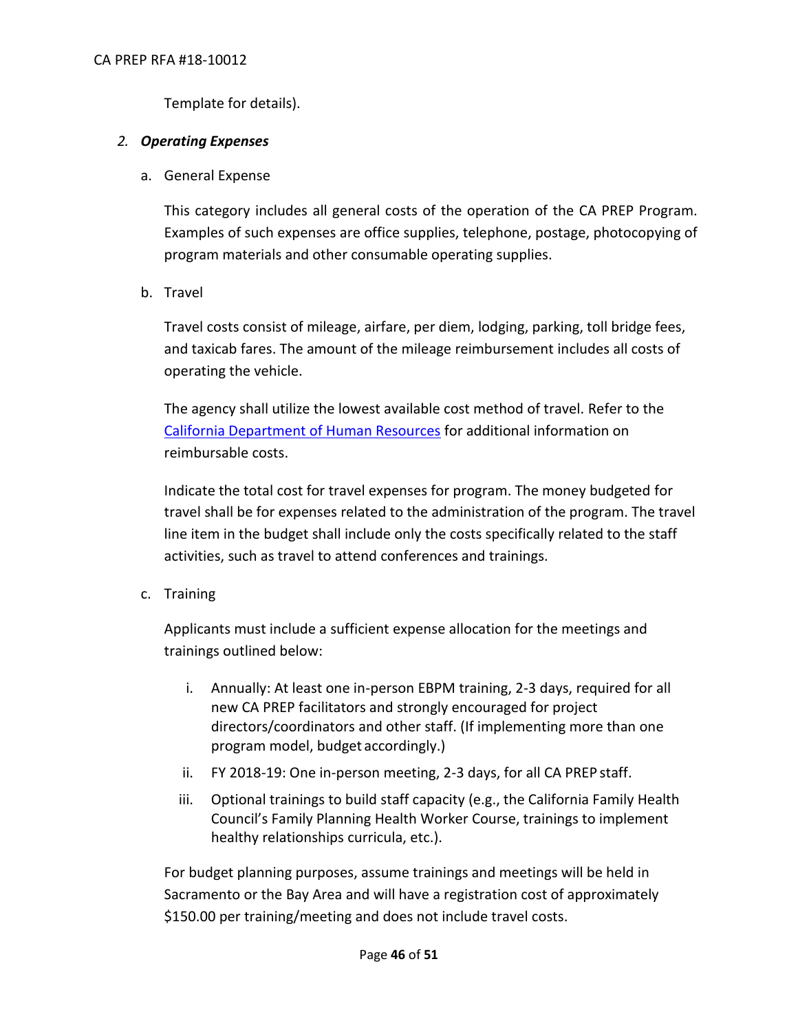Template for details).

2. ***Operating Expenses***

a. General Expense

This category includes all general costs of the operation of the CA PREP Program. Examples of such expenses are office supplies, telephone, postage, photocopying of program materials and other consumable operating supplies.

b. Travel

Travel costs consist of mileage, airfare, per diem, lodging, parking, toll bridge fees, and taxicab fares. The amount of the mileage reimbursement includes all costs of operating the vehicle.

The agency shall utilize the lowest available cost method of travel. Refer to the [California Department of Human Resources]() for additional information on reimbursable costs.

Indicate the total cost for travel expenses for program. The money budgeted for travel shall be for expenses related to the administration of the program. The travel line item in the budget shall include only the costs specifically related to the staff activities, such as travel to attend conferences and trainings.

c. Training

Applicants must include a sufficient expense allocation for the meetings and trainings outlined below:

i. Annually: At least one in-person EBPM training, 2-3 days, required for all new CA PREP facilitators and strongly encouraged for project directors/coordinators and other staff. (If implementing more than one program model, budget accordingly.)

ii. FY 2018-19: One in-person meeting, 2-3 days, for all CA PREP staff.

iii. Optional trainings to build staff capacity (e.g., the California Family Health Council's Family Planning Health Worker Course, trainings to implement healthy relationships curricula, etc.).

For budget planning purposes, assume trainings and meetings will be held in Sacramento or the Bay Area and will have a registration cost of approximately $150.00 per training/meeting and does not include travel costs.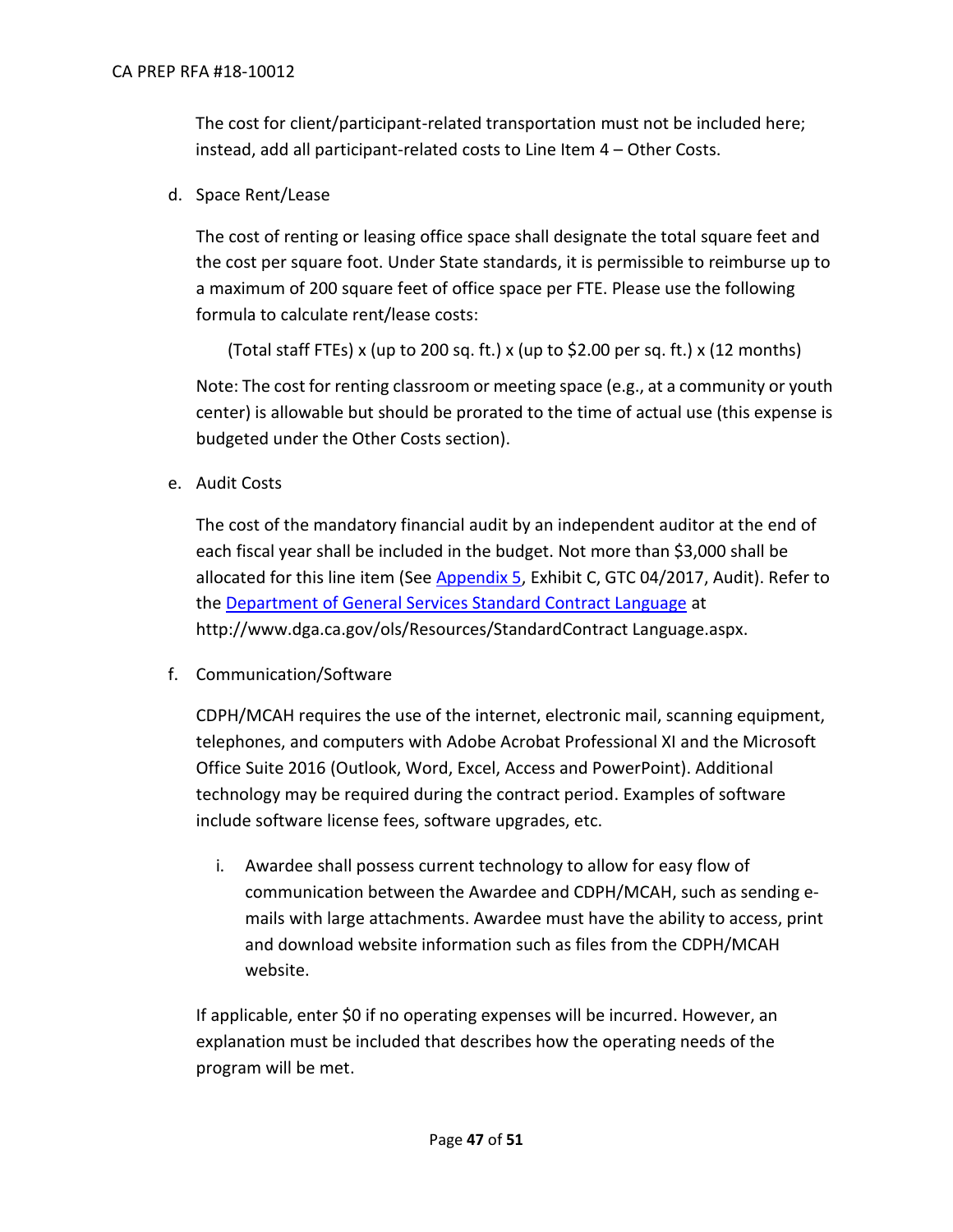The cost for client/participant-related transportation must not be included here; instead, add all participant-related costs to Line Item 4 – Other Costs.

d. Space Rent/Lease

   The cost of renting or leasing office space shall designate the total square feet and the cost per square foot. Under State standards, it is permissible to reimburse up to a maximum of 200 square feet of office space per FTE. Please use the following formula to calculate rent/lease costs:

   (Total staff FTEs) x (up to 200 sq. ft.) x (up to $2.00 per sq. ft.) x (12 months)

   Note: The cost for renting classroom or meeting space (e.g., at a community or youth center) is allowable but should be prorated to the time of actual use (this expense is budgeted under the Other Costs section).

e. Audit Costs

   The cost of the mandatory financial audit by an independent auditor at the end of each fiscal year shall be included in the budget. Not more than $3,000 shall be allocated for this line item (See Appendix 5, Exhibit C, GTC 04/2017, Audit). Refer to the Department of General Services Standard Contract Language at http://www.dga.ca.gov/ols/Resources/StandardContract Language.aspx.

f. Communication/Software

   CDPH/MCAH requires the use of the internet, electronic mail, scanning equipment, telephones, and computers with Adobe Acrobat Professional XI and the Microsoft Office Suite 2016 (Outlook, Word, Excel, Access and PowerPoint). Additional technology may be required during the contract period. Examples of software include software license fees, software upgrades, etc.

   i. Awardee shall possess current technology to allow for easy flow of communication between the Awardee and CDPH/MCAH, such as sending e-mails with large attachments. Awardee must have the ability to access, print and download website information such as files from the CDPH/MCAH website.

   If applicable, enter $0 if no operating expenses will be incurred. However, an explanation must be included that describes how the operating needs of the program will be met.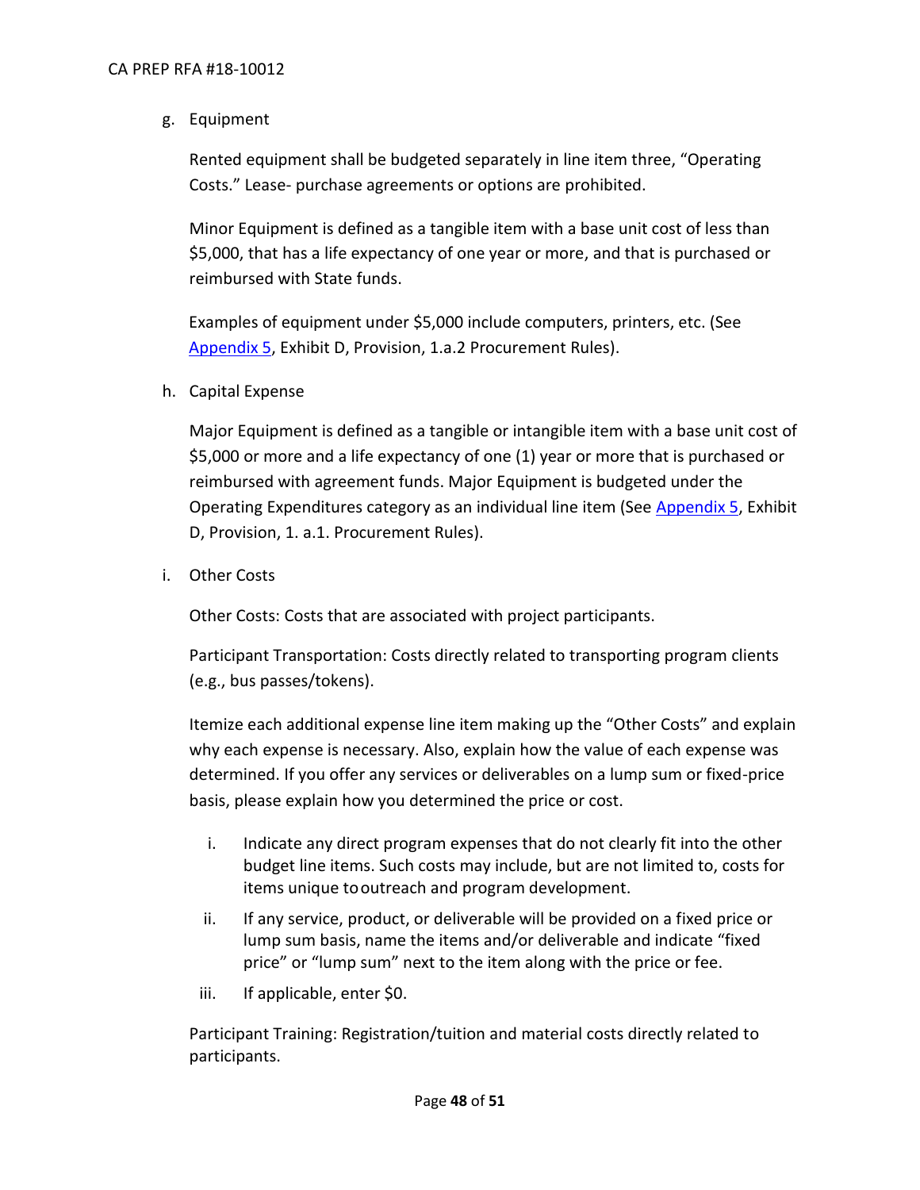g. Equipment

Rented equipment shall be budgeted separately in line item three, “Operating Costs.” Lease- purchase agreements or options are prohibited.

Minor Equipment is defined as a tangible item with a base unit cost of less than $5,000, that has a life expectancy of one year or more, and that is purchased or reimbursed with State funds.

Examples of equipment under $5,000 include computers, printers, etc. (See Appendix 5, Exhibit D, Provision, 1.a.2 Procurement Rules).

h. Capital Expense

Major Equipment is defined as a tangible or intangible item with a base unit cost of $5,000 or more and a life expectancy of one (1) year or more that is purchased or reimbursed with agreement funds. Major Equipment is budgeted under the Operating Expenditures category as an individual line item (See Appendix 5, Exhibit D, Provision, 1. a.1. Procurement Rules).

i. Other Costs

Other Costs: Costs that are associated with project participants.

Participant Transportation: Costs directly related to transporting program clients (e.g., bus passes/tokens).

Itemize each additional expense line item making up the “Other Costs” and explain why each expense is necessary. Also, explain how the value of each expense was determined. If you offer any services or deliverables on a lump sum or fixed-price basis, please explain how you determined the price or cost.

i. Indicate any direct program expenses that do not clearly fit into the other budget line items. Such costs may include, but are not limited to, costs for items unique to outreach and program development.
ii. If any service, product, or deliverable will be provided on a fixed price or lump sum basis, name the items and/or deliverable and indicate “fixed price” or “lump sum” next to the item along with the price or fee.
iii. If applicable, enter $0.

Participant Training: Registration/tuition and material costs directly related to participants.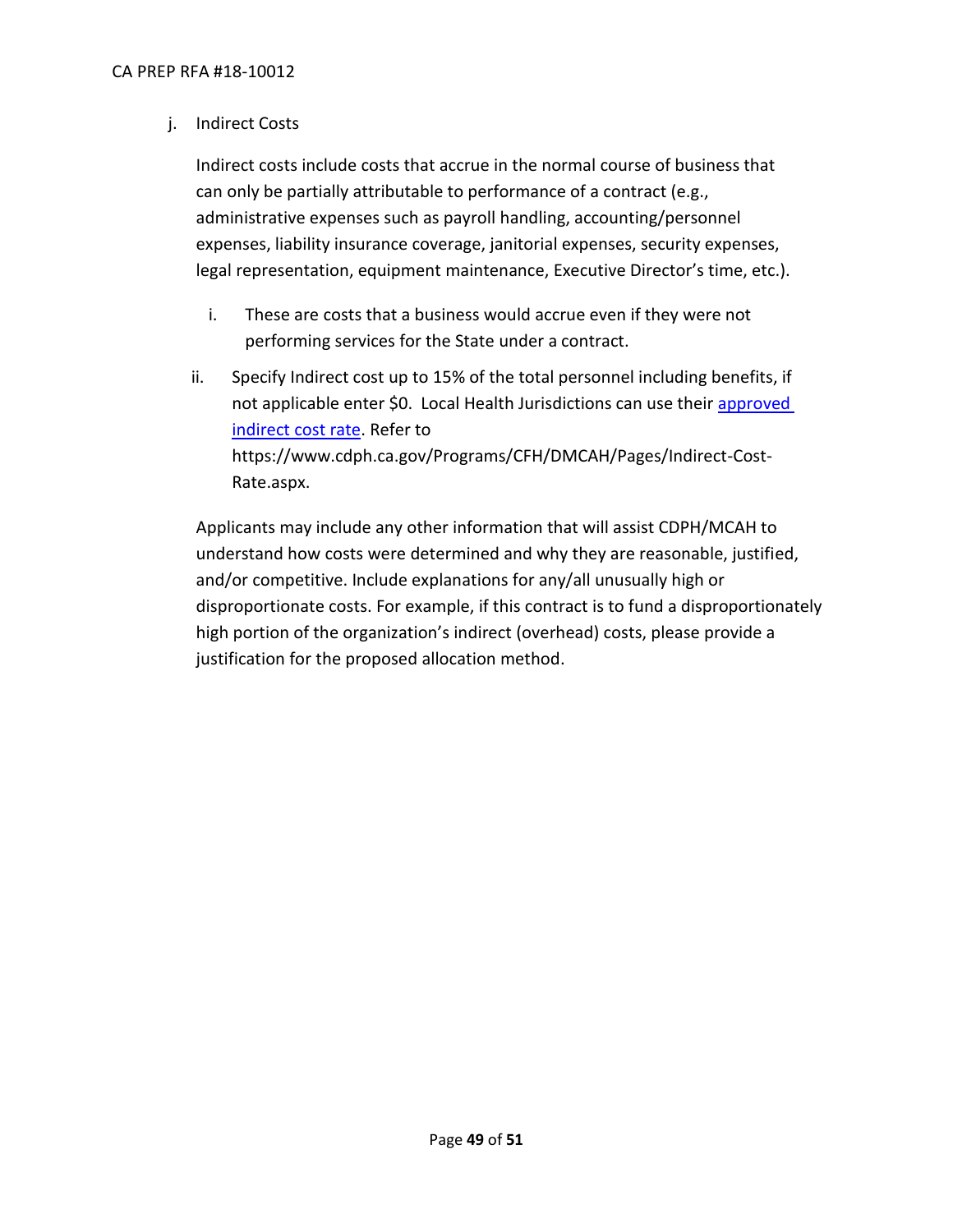j. Indirect Costs

Indirect costs include costs that accrue in the normal course of business that can only be partially attributable to performance of a contract (e.g., administrative expenses such as payroll handling, accounting/personnel expenses, liability insurance coverage, janitorial expenses, security expenses, legal representation, equipment maintenance, Executive Director's time, etc.).

i. These are costs that a business would accrue even if they were not performing services for the State under a contract.

ii. Specify Indirect cost up to 15% of the total personnel including benefits, if not applicable enter $0. Local Health Jurisdictions can use their [approved indirect cost rate](https://www.cdph.ca.gov/Programs/CFH/DMCAH/Pages/Indirect-Cost-Rate.aspx). Refer to https://www.cdph.ca.gov/Programs/CFH/DMCAH/Pages/Indirect-Cost-Rate.aspx.

Applicants may include any other information that will assist CDPH/MCAH to understand how costs were determined and why they are reasonable, justified, and/or competitive. Include explanations for any/all unusually high or disproportionate costs. For example, if this contract is to fund a disproportionately high portion of the organization's indirect (overhead) costs, please provide a justification for the proposed allocation method.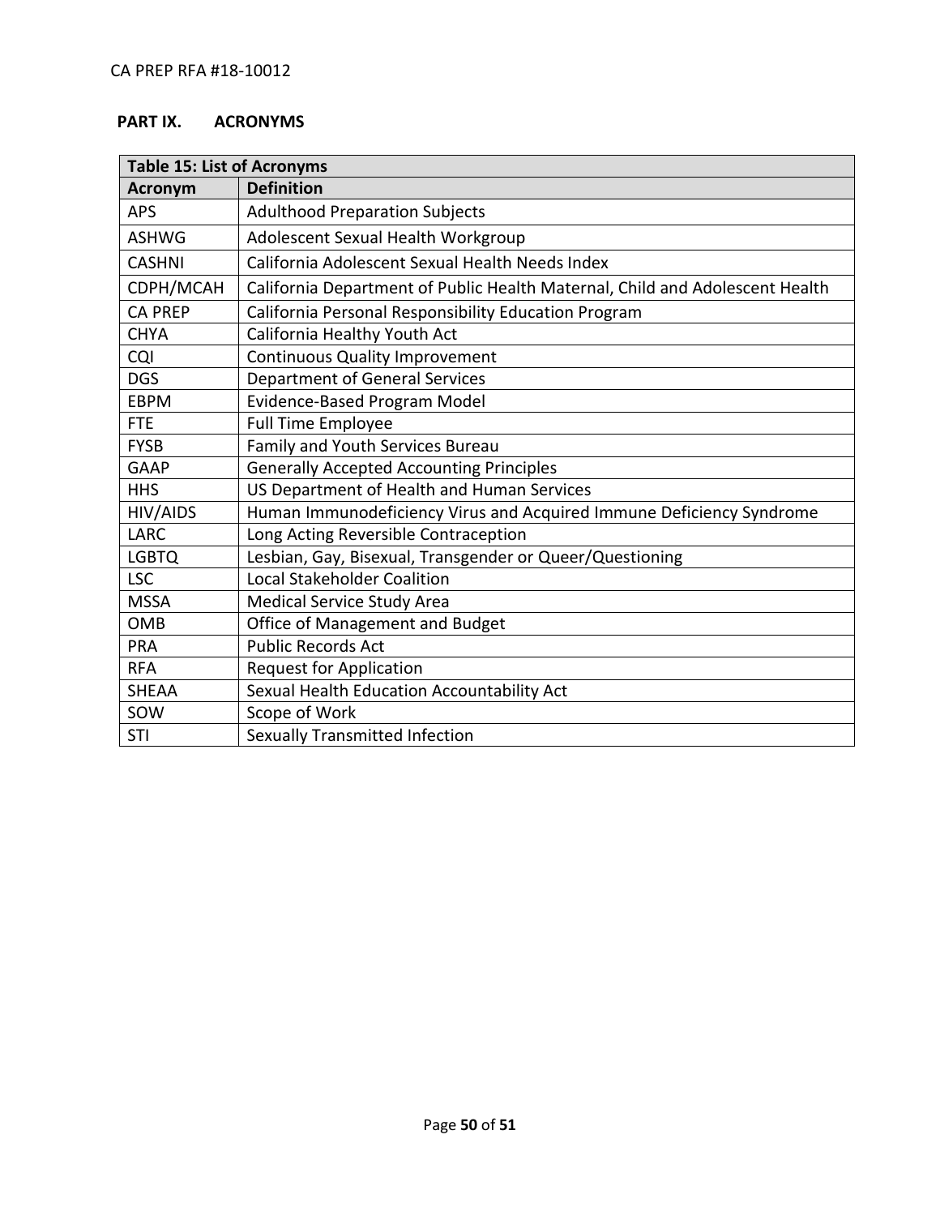## PART IX. ACRONYMS

| Table 15: List of Acronyms | |
|---|---|
| **Acronym** | **Definition** |
| APS | Adulthood Preparation Subjects |
| ASHWG | Adolescent Sexual Health Workgroup |
| CASHNI | California Adolescent Sexual Health Needs Index |
| CDPH/MCAH | California Department of Public Health Maternal, Child and Adolescent Health |
| CA PREP | California Personal Responsibility Education Program |
| CHYA | California Healthy Youth Act |
| CQI | Continuous Quality Improvement |
| DGS | Department of General Services |
| EBPM | Evidence-Based Program Model |
| FTE | Full Time Employee |
| FYSB | Family and Youth Services Bureau |
| GAAP | Generally Accepted Accounting Principles |
| HHS | US Department of Health and Human Services |
| HIV/AIDS | Human Immunodeficiency Virus and Acquired Immune Deficiency Syndrome |
| LARC | Long Acting Reversible Contraception |
| LGBTQ | Lesbian, Gay, Bisexual, Transgender or Queer/Questioning |
| LSC | Local Stakeholder Coalition |
| MSSA | Medical Service Study Area |
| OMB | Office of Management and Budget |
| PRA | Public Records Act |
| RFA | Request for Application |
| SHEAA | Sexual Health Education Accountability Act |
| SOW | Scope of Work |
| STI | Sexually Transmitted Infection |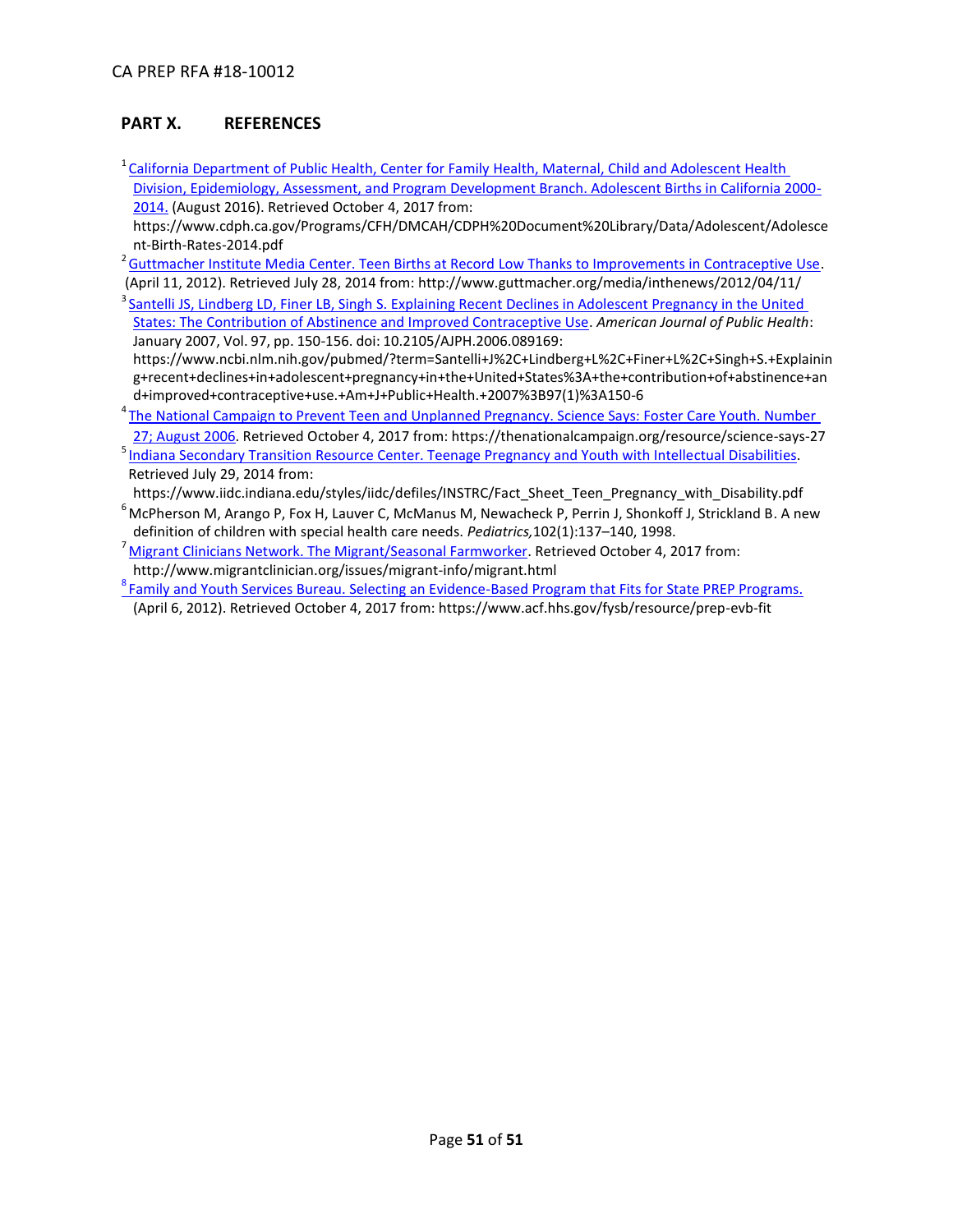## PART X. REFERENCES

[1] California Department of Public Health, Center for Family Health, Maternal, Child and Adolescent Health Division, Epidemiology, Assessment, and Program Development Branch. Adolescent Births in California 2000-2014. (August 2016). Retrieved October 4, 2017 from: https://www.cdph.ca.gov/Programs/CFH/DMCAH/CDPH%20Document%20Library/Data/Adolescent/Adolescent-Birth-Rates-2014.pdf

[2] Guttmacher Institute Media Center. Teen Births at Record Low Thanks to Improvements in Contraceptive Use. (April 11, 2012). Retrieved July 28, 2014 from: http://www.guttmacher.org/media/inthenews/2012/04/11/

[3] Santelli JS, Lindberg LD, Finer LB, Singh S. Explaining Recent Declines in Adolescent Pregnancy in the United States: The Contribution of Abstinence and Improved Contraceptive Use. *American Journal of Public Health*: January 2007, Vol. 97, pp. 150-156. doi: 10.2105/AJPH.2006.089169: https://www.ncbi.nlm.nih.gov/pubmed/?term=Santelli+J%2C+Lindberg+L%2C+Finer+L%2C+Singh+S.+Explaining+recent+declines+in+adolescent+pregnancy+in+the+United+States%3A+the+contribution+of+abstinence+and+improved+contraceptive+use.+Am+J+Public+Health.+2007%3B97(1)%3A150-6

[4] The National Campaign to Prevent Teen and Unplanned Pregnancy. Science Says: Foster Care Youth. Number 27; August 2006. Retrieved October 4, 2017 from: https://thenationalcampaign.org/resource/science-says-27

[5] Indiana Secondary Transition Resource Center. Teenage Pregnancy and Youth with Intellectual Disabilities. Retrieved July 29, 2014 from: https://www.iidc.indiana.edu/styles/iidc/defiles/INSTRC/Fact_Sheet_Teen_Pregnancy_with_Disability.pdf

[6] McPherson M, Arango P, Fox H, Lauver C, McManus M, Newacheck P, Perrin J, Shonkoff J, Strickland B. A new definition of children with special health care needs. *Pediatrics,*102(1):137–140, 1998.

[7] Migrant Clinicians Network. The Migrant/Seasonal Farmworker. Retrieved October 4, 2017 from: http://www.migrantclinician.org/issues/migrant-info/migrant.html

[8] Family and Youth Services Bureau. Selecting an Evidence-Based Program that Fits for State PREP Programs. (April 6, 2012). Retrieved October 4, 2017 from: https://www.acf.hhs.gov/fysb/resource/prep-evb-fit